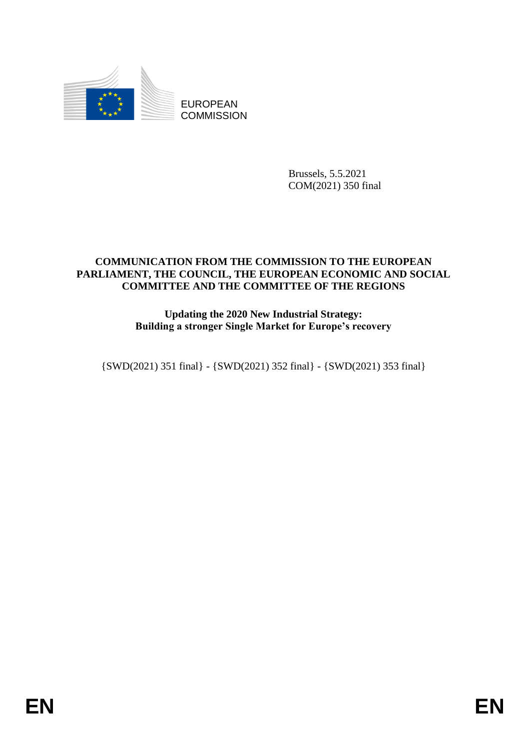EUROPEAN
COMMISSION

Brussels, 5.5.2021
COM(2021) 350 final

**COMMUNICATION FROM THE COMMISSION TO THE EUROPEAN PARLIAMENT, THE COUNCIL, THE EUROPEAN ECONOMIC AND SOCIAL COMMITTEE AND THE COMMITTEE OF THE REGIONS**

**Updating the 2020 New Industrial Strategy: Building a stronger Single Market for Europe's recovery**

{SWD(2021) 351 final} - {SWD(2021) 352 final} - {SWD(2021) 353 final}

EN EN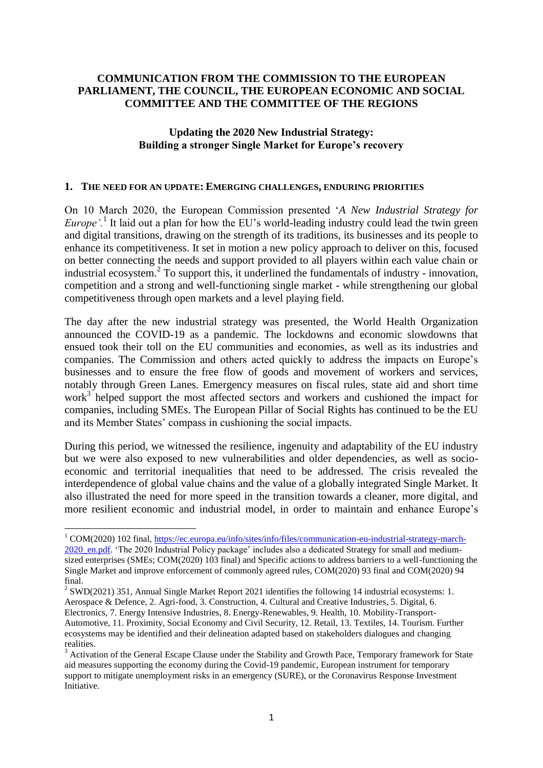**COMMUNICATION FROM THE COMMISSION TO THE EUROPEAN PARLIAMENT, THE COUNCIL, THE EUROPEAN ECONOMIC AND SOCIAL COMMITTEE AND THE COMMITTEE OF THE REGIONS**

**Updating the 2020 New Industrial Strategy: Building a stronger Single Market for Europe's recovery**

## 1. THE NEED FOR AN UPDATE: EMERGING CHALLENGES, ENDURING PRIORITIES

On 10 March 2020, the European Commission presented '*A New Industrial Strategy for Europe'.*[1] It laid out a plan for how the EU's world-leading industry could lead the twin green and digital transitions, drawing on the strength of its traditions, its businesses and its people to enhance its competitiveness. It set in motion a new policy approach to deliver on this, focused on better connecting the needs and support provided to all players within each value chain or industrial ecosystem.[2] To support this, it underlined the fundamentals of industry - innovation, competition and a strong and well-functioning single market - while strengthening our global competitiveness through open markets and a level playing field.

The day after the new industrial strategy was presented, the World Health Organization announced the COVID-19 as a pandemic. The lockdowns and economic slowdowns that ensued took their toll on the EU communities and economies, as well as its industries and companies. The Commission and others acted quickly to address the impacts on Europe's businesses and to ensure the free flow of goods and movement of workers and services, notably through Green Lanes. Emergency measures on fiscal rules, state aid and short time work[3] helped support the most affected sectors and workers and cushioned the impact for companies, including SMEs. The European Pillar of Social Rights has continued to be the EU and its Member States' compass in cushioning the social impacts.

During this period, we witnessed the resilience, ingenuity and adaptability of the EU industry but we were also exposed to new vulnerabilities and older dependencies, as well as socio-economic and territorial inequalities that need to be addressed. The crisis revealed the interdependence of global value chains and the value of a globally integrated Single Market. It also illustrated the need for more speed in the transition towards a cleaner, more digital, and more resilient economic and industrial model, in order to maintain and enhance Europe's

---

[1] COM(2020) 102 final, https://ec.europa.eu/info/sites/info/files/communication-eu-industrial-strategy-march-2020_en.pdf. 'The 2020 Industrial Policy package' includes also a dedicated Strategy for small and medium-sized enterprises (SMEs; COM(2020) 103 final) and Specific actions to address barriers to a well-functioning the Single Market and improve enforcement of commonly agreed rules, COM(2020) 93 final and COM(2020) 94 final.

[2] SWD(2021) 351, Annual Single Market Report 2021 identifies the following 14 industrial ecosystems: 1. Aerospace & Defence, 2. Agri-food, 3. Construction, 4. Cultural and Creative Industries, 5. Digital, 6. Electronics, 7. Energy Intensive Industries, 8. Energy-Renewables, 9. Health, 10. Mobility-Transport-Automotive, 11. Proximity, Social Economy and Civil Security, 12. Retail, 13. Textiles, 14. Tourism. Further ecosystems may be identified and their delineation adapted based on stakeholders dialogues and changing realities.

[3] Activation of the General Escape Clause under the Stability and Growth Pace, Temporary framework for State aid measures supporting the economy during the Covid-19 pandemic, European instrument for temporary support to mitigate unemployment risks in an emergency (SURE), or the Coronavirus Response Investment Initiative.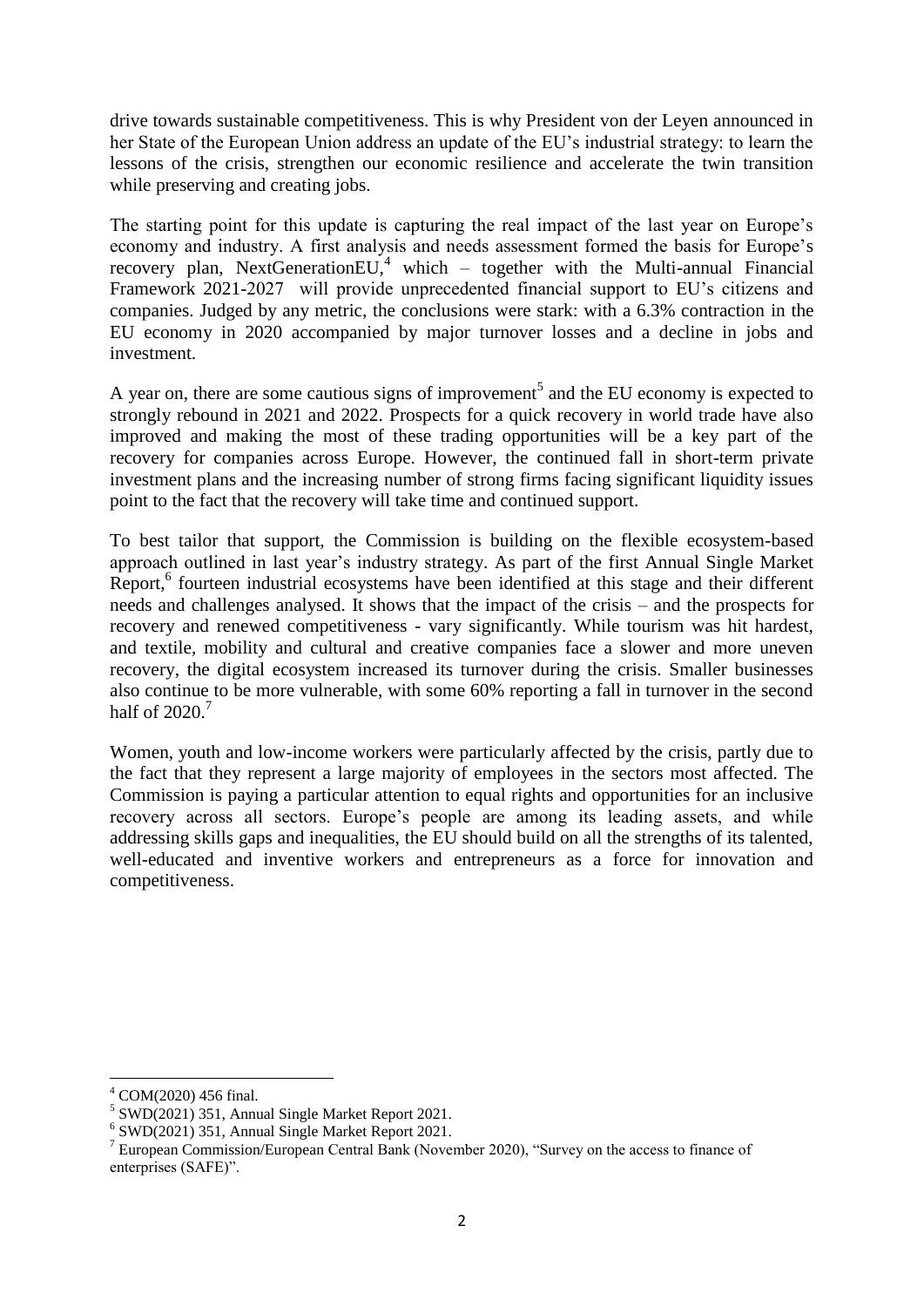drive towards sustainable competitiveness. This is why President von der Leyen announced in her State of the European Union address an update of the EU's industrial strategy: to learn the lessons of the crisis, strengthen our economic resilience and accelerate the twin transition while preserving and creating jobs.

The starting point for this update is capturing the real impact of the last year on Europe's economy and industry. A first analysis and needs assessment formed the basis for Europe's recovery plan, NextGenerationEU,[4] which – together with the Multi-annual Financial Framework 2021-2027 will provide unprecedented financial support to EU's citizens and companies. Judged by any metric, the conclusions were stark: with a 6.3% contraction in the EU economy in 2020 accompanied by major turnover losses and a decline in jobs and investment.

A year on, there are some cautious signs of improvement[5] and the EU economy is expected to strongly rebound in 2021 and 2022. Prospects for a quick recovery in world trade have also improved and making the most of these trading opportunities will be a key part of the recovery for companies across Europe. However, the continued fall in short-term private investment plans and the increasing number of strong firms facing significant liquidity issues point to the fact that the recovery will take time and continued support.

To best tailor that support, the Commission is building on the flexible ecosystem-based approach outlined in last year's industry strategy. As part of the first Annual Single Market Report,[6] fourteen industrial ecosystems have been identified at this stage and their different needs and challenges analysed. It shows that the impact of the crisis – and the prospects for recovery and renewed competitiveness - vary significantly. While tourism was hit hardest, and textile, mobility and cultural and creative companies face a slower and more uneven recovery, the digital ecosystem increased its turnover during the crisis. Smaller businesses also continue to be more vulnerable, with some 60% reporting a fall in turnover in the second half of 2020.[7]

Women, youth and low-income workers were particularly affected by the crisis, partly due to the fact that they represent a large majority of employees in the sectors most affected. The Commission is paying a particular attention to equal rights and opportunities for an inclusive recovery across all sectors. Europe's people are among its leading assets, and while addressing skills gaps and inequalities, the EU should build on all the strengths of its talented, well-educated and inventive workers and entrepreneurs as a force for innovation and competitiveness.

---

[4] COM(2020) 456 final.

[5] SWD(2021) 351, Annual Single Market Report 2021.

[6] SWD(2021) 351, Annual Single Market Report 2021.

[7] European Commission/European Central Bank (November 2020), "Survey on the access to finance of enterprises (SAFE)".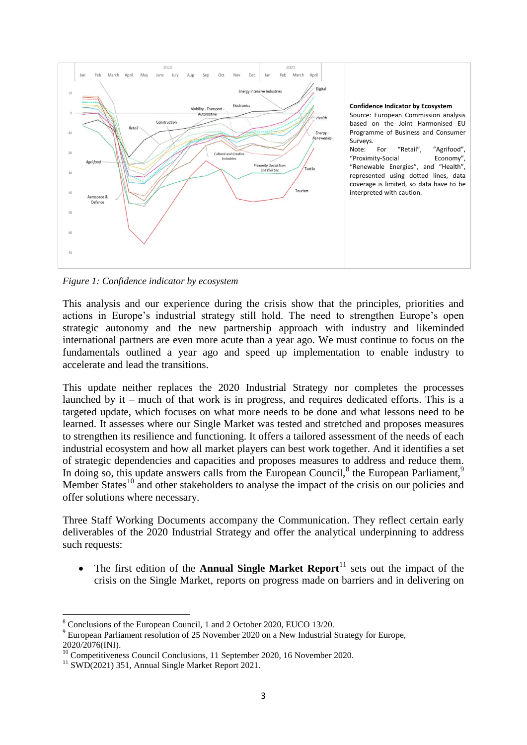**Confidence Indicator by Ecosystem**
Source: European Commission analysis based on the Joint Harmonised EU Programme of Business and Consumer Surveys.
Note: For "Retail", "Agrifood", "Proximity-Social Economy", "Renewable Energies", and "Health", represented using dotted lines, data coverage is limited, so data have to be interpreted with caution.

*Figure 1: Confidence indicator by ecosystem*

This analysis and our experience during the crisis show that the principles, priorities and actions in Europe's industrial strategy still hold. The need to strengthen Europe's open strategic autonomy and the new partnership approach with industry and likeminded international partners are even more acute than a year ago. We must continue to focus on the fundamentals outlined a year ago and speed up implementation to enable industry to accelerate and lead the transitions.

This update neither replaces the 2020 Industrial Strategy nor completes the processes launched by it – much of that work is in progress, and requires dedicated efforts. This is a targeted update, which focuses on what more needs to be done and what lessons need to be learned. It assesses where our Single Market was tested and stretched and proposes measures to strengthen its resilience and functioning. It offers a tailored assessment of the needs of each industrial ecosystem and how all market players can best work together. And it identifies a set of strategic dependencies and capacities and proposes measures to address and reduce them. In doing so, this update answers calls from the European Council,[8] the European Parliament,[9] Member States[10] and other stakeholders to analyse the impact of the crisis on our policies and offer solutions where necessary.

Three Staff Working Documents accompany the Communication. They reflect certain early deliverables of the 2020 Industrial Strategy and offer the analytical underpinning to address such requests:

- The first edition of the **Annual Single Market Report**[11] sets out the impact of the crisis on the Single Market, reports on progress made on barriers and in delivering on

---

[8] Conclusions of the European Council, 1 and 2 October 2020, EUCO 13/20.
[9] European Parliament resolution of 25 November 2020 on a New Industrial Strategy for Europe, 2020/2076(INI).
[10] Competitiveness Council Conclusions, 11 September 2020, 16 November 2020.
[11] SWD(2021) 351, Annual Single Market Report 2021.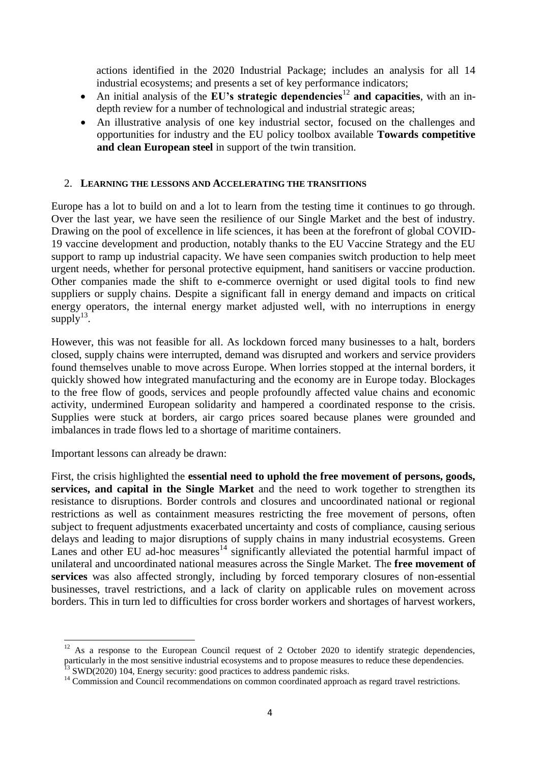actions identified in the 2020 Industrial Package; includes an analysis for all 14 industrial ecosystems; and presents a set of key performance indicators;

- An initial analysis of the **EU's strategic dependencies**[12] **and capacities**, with an in-depth review for a number of technological and industrial strategic areas;
- An illustrative analysis of one key industrial sector, focused on the challenges and opportunities for industry and the EU policy toolbox available **Towards competitive and clean European steel** in support of the twin transition.

## 2. LEARNING THE LESSONS AND ACCELERATING THE TRANSITIONS

Europe has a lot to build on and a lot to learn from the testing time it continues to go through. Over the last year, we have seen the resilience of our Single Market and the best of industry. Drawing on the pool of excellence in life sciences, it has been at the forefront of global COVID-19 vaccine development and production, notably thanks to the EU Vaccine Strategy and the EU support to ramp up industrial capacity. We have seen companies switch production to help meet urgent needs, whether for personal protective equipment, hand sanitisers or vaccine production. Other companies made the shift to e-commerce overnight or used digital tools to find new suppliers or supply chains. Despite a significant fall in energy demand and impacts on critical energy operators, the internal energy market adjusted well, with no interruptions in energy supply[13].

However, this was not feasible for all. As lockdown forced many businesses to a halt, borders closed, supply chains were interrupted, demand was disrupted and workers and service providers found themselves unable to move across Europe. When lorries stopped at the internal borders, it quickly showed how integrated manufacturing and the economy are in Europe today. Blockages to the free flow of goods, services and people profoundly affected value chains and economic activity, undermined European solidarity and hampered a coordinated response to the crisis. Supplies were stuck at borders, air cargo prices soared because planes were grounded and imbalances in trade flows led to a shortage of maritime containers.

Important lessons can already be drawn:

First, the crisis highlighted the **essential need to uphold the free movement of persons, goods, services, and capital in the Single Market** and the need to work together to strengthen its resistance to disruptions. Border controls and closures and uncoordinated national or regional restrictions as well as containment measures restricting the free movement of persons, often subject to frequent adjustments exacerbated uncertainty and costs of compliance, causing serious delays and leading to major disruptions of supply chains in many industrial ecosystems. Green Lanes and other EU ad-hoc measures[14] significantly alleviated the potential harmful impact of unilateral and uncoordinated national measures across the Single Market. The **free movement of services** was also affected strongly, including by forced temporary closures of non-essential businesses, travel restrictions, and a lack of clarity on applicable rules on movement across borders. This in turn led to difficulties for cross border workers and shortages of harvest workers,

---

[12] As a response to the European Council request of 2 October 2020 to identify strategic dependencies, particularly in the most sensitive industrial ecosystems and to propose measures to reduce these dependencies.

[13] SWD(2020) 104, Energy security: good practices to address pandemic risks.

[14] Commission and Council recommendations on common coordinated approach as regard travel restrictions.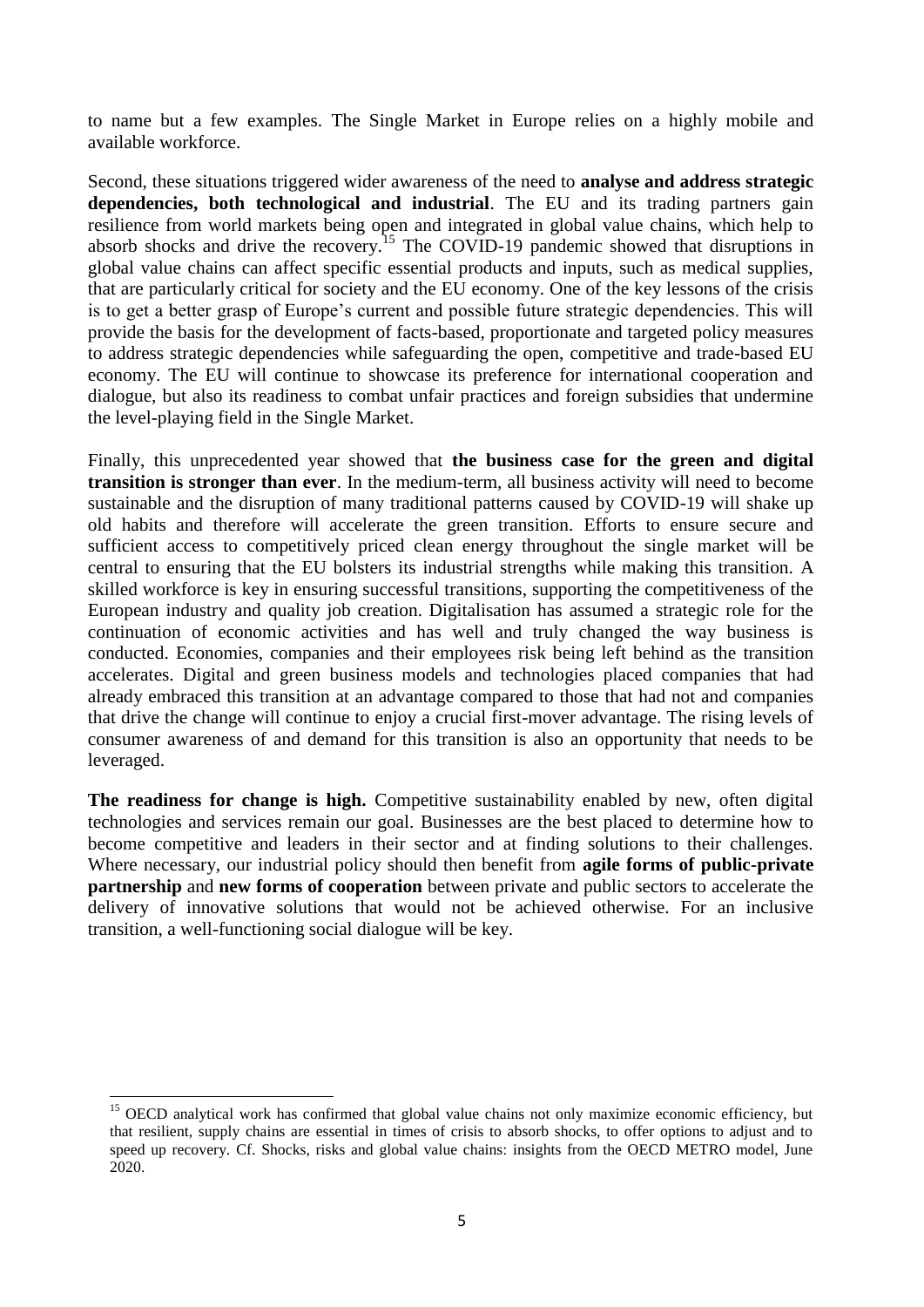to name but a few examples. The Single Market in Europe relies on a highly mobile and available workforce.

Second, these situations triggered wider awareness of the need to **analyse and address strategic dependencies, both technological and industrial**. The EU and its trading partners gain resilience from world markets being open and integrated in global value chains, which help to absorb shocks and drive the recovery.[15] The COVID-19 pandemic showed that disruptions in global value chains can affect specific essential products and inputs, such as medical supplies, that are particularly critical for society and the EU economy. One of the key lessons of the crisis is to get a better grasp of Europe's current and possible future strategic dependencies. This will provide the basis for the development of facts-based, proportionate and targeted policy measures to address strategic dependencies while safeguarding the open, competitive and trade-based EU economy. The EU will continue to showcase its preference for international cooperation and dialogue, but also its readiness to combat unfair practices and foreign subsidies that undermine the level-playing field in the Single Market.

Finally, this unprecedented year showed that **the business case for the green and digital transition is stronger than ever**. In the medium-term, all business activity will need to become sustainable and the disruption of many traditional patterns caused by COVID-19 will shake up old habits and therefore will accelerate the green transition. Efforts to ensure secure and sufficient access to competitively priced clean energy throughout the single market will be central to ensuring that the EU bolsters its industrial strengths while making this transition. A skilled workforce is key in ensuring successful transitions, supporting the competitiveness of the European industry and quality job creation. Digitalisation has assumed a strategic role for the continuation of economic activities and has well and truly changed the way business is conducted. Economies, companies and their employees risk being left behind as the transition accelerates. Digital and green business models and technologies placed companies that had already embraced this transition at an advantage compared to those that had not and companies that drive the change will continue to enjoy a crucial first-mover advantage. The rising levels of consumer awareness of and demand for this transition is also an opportunity that needs to be leveraged.

**The readiness for change is high.** Competitive sustainability enabled by new, often digital technologies and services remain our goal. Businesses are the best placed to determine how to become competitive and leaders in their sector and at finding solutions to their challenges. Where necessary, our industrial policy should then benefit from **agile forms of public-private partnership** and **new forms of cooperation** between private and public sectors to accelerate the delivery of innovative solutions that would not be achieved otherwise. For an inclusive transition, a well-functioning social dialogue will be key.

---

[15] OECD analytical work has confirmed that global value chains not only maximize economic efficiency, but that resilient, supply chains are essential in times of crisis to absorb shocks, to offer options to adjust and to speed up recovery. Cf. Shocks, risks and global value chains: insights from the OECD METRO model, June 2020.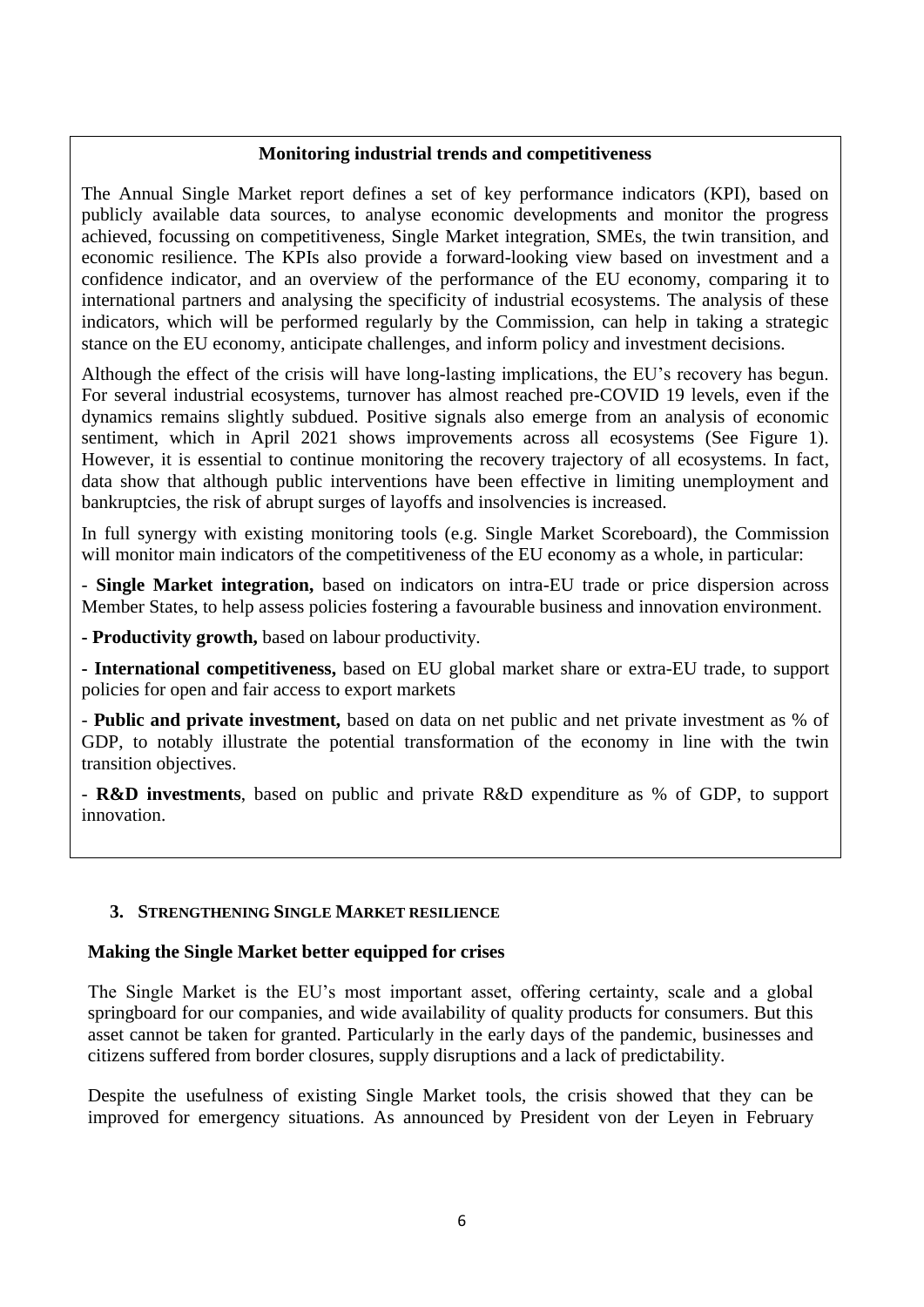**Monitoring industrial trends and competitiveness**

The Annual Single Market report defines a set of key performance indicators (KPI), based on publicly available data sources, to analyse economic developments and monitor the progress achieved, focussing on competitiveness, Single Market integration, SMEs, the twin transition, and economic resilience. The KPIs also provide a forward-looking view based on investment and a confidence indicator, and an overview of the performance of the EU economy, comparing it to international partners and analysing the specificity of industrial ecosystems. The analysis of these indicators, which will be performed regularly by the Commission, can help in taking a strategic stance on the EU economy, anticipate challenges, and inform policy and investment decisions.

Although the effect of the crisis will have long-lasting implications, the EU's recovery has begun. For several industrial ecosystems, turnover has almost reached pre-COVID 19 levels, even if the dynamics remains slightly subdued. Positive signals also emerge from an analysis of economic sentiment, which in April 2021 shows improvements across all ecosystems (See Figure 1). However, it is essential to continue monitoring the recovery trajectory of all ecosystems. In fact, data show that although public interventions have been effective in limiting unemployment and bankruptcies, the risk of abrupt surges of layoffs and insolvencies is increased.

In full synergy with existing monitoring tools (e.g. Single Market Scoreboard), the Commission will monitor main indicators of the competitiveness of the EU economy as a whole, in particular:

- **Single Market integration,** based on indicators on intra-EU trade or price dispersion across Member States, to help assess policies fostering a favourable business and innovation environment.
- **Productivity growth,** based on labour productivity.
- **International competitiveness,** based on EU global market share or extra-EU trade, to support policies for open and fair access to export markets
- **Public and private investment,** based on data on net public and net private investment as % of GDP, to notably illustrate the potential transformation of the economy in line with the twin transition objectives.
- **R&D investments**, based on public and private R&D expenditure as % of GDP, to support innovation.

## 3. STRENGTHENING SINGLE MARKET RESILIENCE

### Making the Single Market better equipped for crises

The Single Market is the EU's most important asset, offering certainty, scale and a global springboard for our companies, and wide availability of quality products for consumers. But this asset cannot be taken for granted. Particularly in the early days of the pandemic, businesses and citizens suffered from border closures, supply disruptions and a lack of predictability.

Despite the usefulness of existing Single Market tools, the crisis showed that they can be improved for emergency situations. As announced by President von der Leyen in February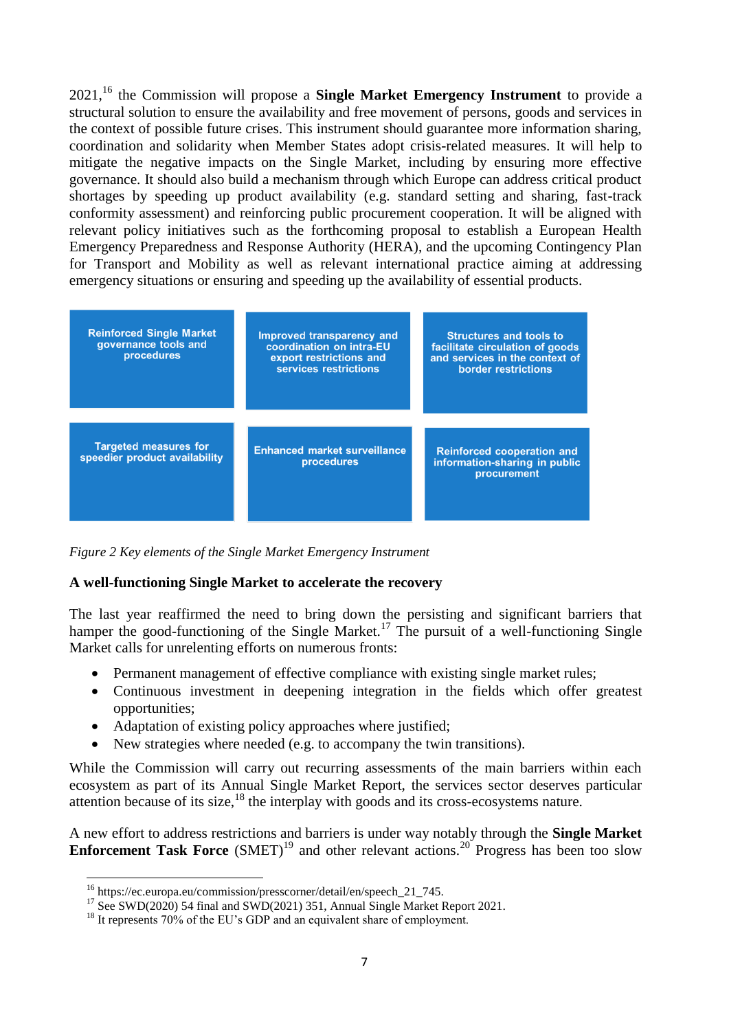2021,[16] the Commission will propose a **Single Market Emergency Instrument** to provide a structural solution to ensure the availability and free movement of persons, goods and services in the context of possible future crises. This instrument should guarantee more information sharing, coordination and solidarity when Member States adopt crisis-related measures. It will help to mitigate the negative impacts on the Single Market, including by ensuring more effective governance. It should also build a mechanism through which Europe can address critical product shortages by speeding up product availability (e.g. standard setting and sharing, fast-track conformity assessment) and reinforcing public procurement cooperation. It will be aligned with relevant policy initiatives such as the forthcoming proposal to establish a European Health Emergency Preparedness and Response Authority (HERA), and the upcoming Contingency Plan for Transport and Mobility as well as relevant international practice aiming at addressing emergency situations or ensuring and speeding up the availability of essential products.

| | | |
|---|---|---|
| Reinforced Single Market governance tools and procedures | Improved transparency and coordination on intra-EU export restrictions and services restrictions | Structures and tools to facilitate circulation of goods and services in the context of border restrictions |
| Targeted measures for speedier product availability | Enhanced market surveillance procedures | Reinforced cooperation and information-sharing in public procurement |

*Figure 2 Key elements of the Single Market Emergency Instrument*

**A well-functioning Single Market to accelerate the recovery**

The last year reaffirmed the need to bring down the persisting and significant barriers that hamper the good-functioning of the Single Market.[17] The pursuit of a well-functioning Single Market calls for unrelenting efforts on numerous fronts:

- Permanent management of effective compliance with existing single market rules;
- Continuous investment in deepening integration in the fields which offer greatest opportunities;
- Adaptation of existing policy approaches where justified;
- New strategies where needed (e.g. to accompany the twin transitions).

While the Commission will carry out recurring assessments of the main barriers within each ecosystem as part of its Annual Single Market Report, the services sector deserves particular attention because of its size,[18] the interplay with goods and its cross-ecosystems nature.

A new effort to address restrictions and barriers is under way notably through the **Single Market Enforcement Task Force** (SMET)[19] and other relevant actions.[20] Progress has been too slow

---

[16] https://ec.europa.eu/commission/presscorner/detail/en/speech_21_745.

[17] See SWD(2020) 54 final and SWD(2021) 351, Annual Single Market Report 2021.

[18] It represents 70% of the EU's GDP and an equivalent share of employment.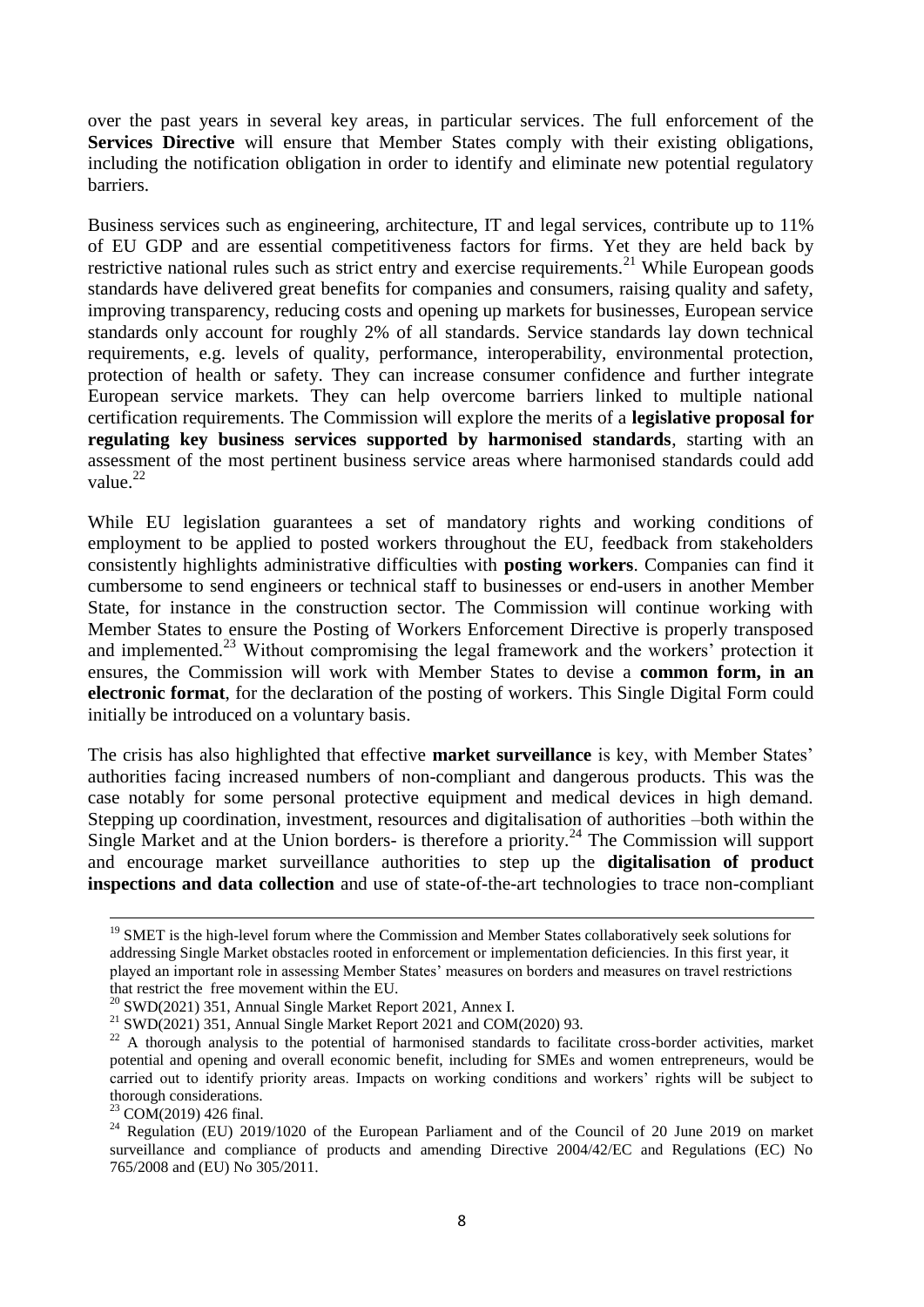over the past years in several key areas, in particular services. The full enforcement of the **Services Directive** will ensure that Member States comply with their existing obligations, including the notification obligation in order to identify and eliminate new potential regulatory barriers.

Business services such as engineering, architecture, IT and legal services, contribute up to 11% of EU GDP and are essential competitiveness factors for firms. Yet they are held back by restrictive national rules such as strict entry and exercise requirements.[21] While European goods standards have delivered great benefits for companies and consumers, raising quality and safety, improving transparency, reducing costs and opening up markets for businesses, European service standards only account for roughly 2% of all standards. Service standards lay down technical requirements, e.g. levels of quality, performance, interoperability, environmental protection, protection of health or safety. They can increase consumer confidence and further integrate European service markets. They can help overcome barriers linked to multiple national certification requirements. The Commission will explore the merits of a **legislative proposal for regulating key business services supported by harmonised standards**, starting with an assessment of the most pertinent business service areas where harmonised standards could add value.[22]

While EU legislation guarantees a set of mandatory rights and working conditions of employment to be applied to posted workers throughout the EU, feedback from stakeholders consistently highlights administrative difficulties with **posting workers**. Companies can find it cumbersome to send engineers or technical staff to businesses or end-users in another Member State, for instance in the construction sector. The Commission will continue working with Member States to ensure the Posting of Workers Enforcement Directive is properly transposed and implemented.[23] Without compromising the legal framework and the workers' protection it ensures, the Commission will work with Member States to devise a **common form, in an electronic format**, for the declaration of the posting of workers. This Single Digital Form could initially be introduced on a voluntary basis.

The crisis has also highlighted that effective **market surveillance** is key, with Member States' authorities facing increased numbers of non-compliant and dangerous products. This was the case notably for some personal protective equipment and medical devices in high demand. Stepping up coordination, investment, resources and digitalisation of authorities –both within the Single Market and at the Union borders- is therefore a priority.[24] The Commission will support and encourage market surveillance authorities to step up the **digitalisation of product inspections and data collection** and use of state-of-the-art technologies to trace non-compliant

---

[19] SMET is the high-level forum where the Commission and Member States collaboratively seek solutions for addressing Single Market obstacles rooted in enforcement or implementation deficiencies. In this first year, it played an important role in assessing Member States' measures on borders and measures on travel restrictions that restrict the free movement within the EU.

[20] SWD(2021) 351, Annual Single Market Report 2021, Annex I.

[21] SWD(2021) 351, Annual Single Market Report 2021 and COM(2020) 93.

[22] A thorough analysis to the potential of harmonised standards to facilitate cross-border activities, market potential and opening and overall economic benefit, including for SMEs and women entrepreneurs, would be carried out to identify priority areas. Impacts on working conditions and workers' rights will be subject to thorough considerations.

[23] COM(2019) 426 final.

[24] Regulation (EU) 2019/1020 of the European Parliament and of the Council of 20 June 2019 on market surveillance and compliance of products and amending Directive 2004/42/EC and Regulations (EC) No 765/2008 and (EU) No 305/2011.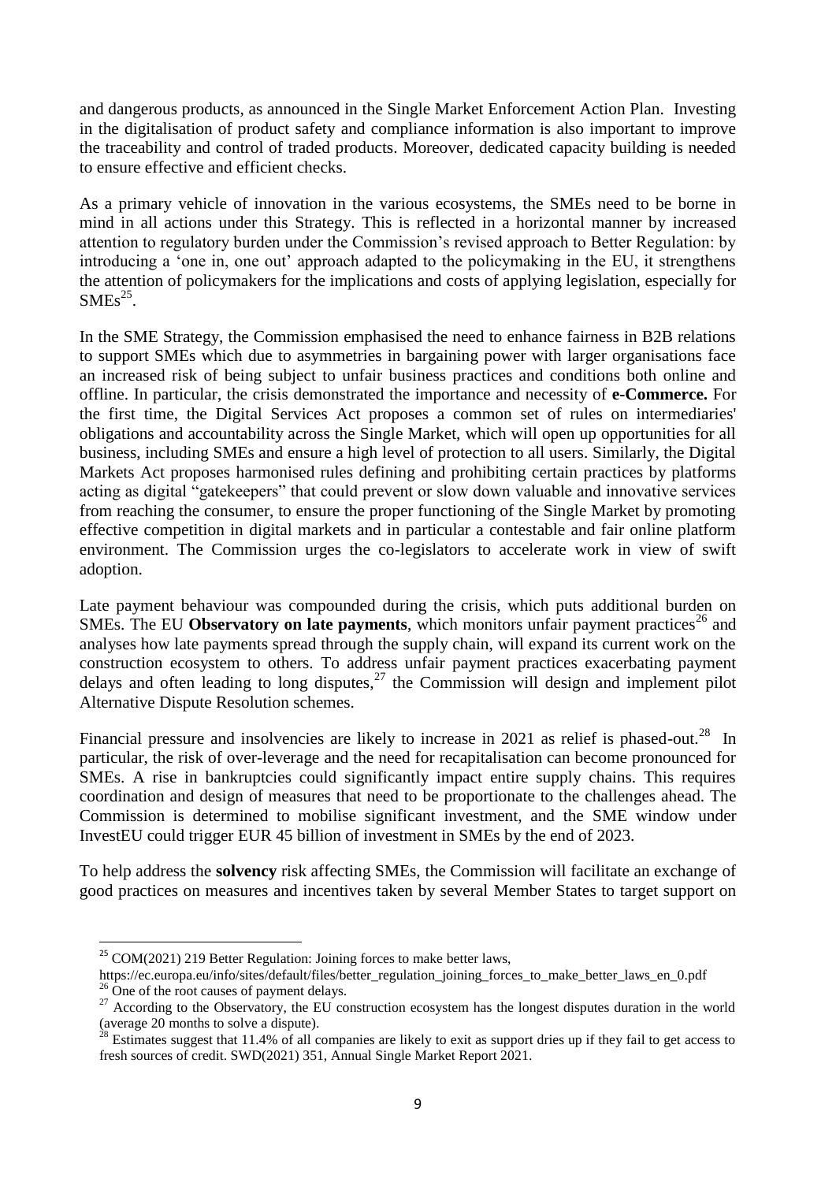and dangerous products, as announced in the Single Market Enforcement Action Plan. Investing in the digitalisation of product safety and compliance information is also important to improve the traceability and control of traded products. Moreover, dedicated capacity building is needed to ensure effective and efficient checks.

As a primary vehicle of innovation in the various ecosystems, the SMEs need to be borne in mind in all actions under this Strategy. This is reflected in a horizontal manner by increased attention to regulatory burden under the Commission's revised approach to Better Regulation: by introducing a 'one in, one out' approach adapted to the policymaking in the EU, it strengthens the attention of policymakers for the implications and costs of applying legislation, especially for SMEs[25].

In the SME Strategy, the Commission emphasised the need to enhance fairness in B2B relations to support SMEs which due to asymmetries in bargaining power with larger organisations face an increased risk of being subject to unfair business practices and conditions both online and offline. In particular, the crisis demonstrated the importance and necessity of **e-Commerce.** For the first time, the Digital Services Act proposes a common set of rules on intermediaries' obligations and accountability across the Single Market, which will open up opportunities for all business, including SMEs and ensure a high level of protection to all users. Similarly, the Digital Markets Act proposes harmonised rules defining and prohibiting certain practices by platforms acting as digital "gatekeepers" that could prevent or slow down valuable and innovative services from reaching the consumer, to ensure the proper functioning of the Single Market by promoting effective competition in digital markets and in particular a contestable and fair online platform environment. The Commission urges the co-legislators to accelerate work in view of swift adoption.

Late payment behaviour was compounded during the crisis, which puts additional burden on SMEs. The EU **Observatory on late payments**, which monitors unfair payment practices[26] and analyses how late payments spread through the supply chain, will expand its current work on the construction ecosystem to others. To address unfair payment practices exacerbating payment delays and often leading to long disputes,[27] the Commission will design and implement pilot Alternative Dispute Resolution schemes.

Financial pressure and insolvencies are likely to increase in 2021 as relief is phased-out.[28] In particular, the risk of over-leverage and the need for recapitalisation can become pronounced for SMEs. A rise in bankruptcies could significantly impact entire supply chains. This requires coordination and design of measures that need to be proportionate to the challenges ahead. The Commission is determined to mobilise significant investment, and the SME window under InvestEU could trigger EUR 45 billion of investment in SMEs by the end of 2023.

To help address the **solvency** risk affecting SMEs, the Commission will facilitate an exchange of good practices on measures and incentives taken by several Member States to target support on

---

[25] COM(2021) 219 Better Regulation: Joining forces to make better laws, https://ec.europa.eu/info/sites/default/files/better_regulation_joining_forces_to_make_better_laws_en_0.pdf

[26] One of the root causes of payment delays.

[27] According to the Observatory, the EU construction ecosystem has the longest disputes duration in the world (average 20 months to solve a dispute).

[28] Estimates suggest that 11.4% of all companies are likely to exit as support dries up if they fail to get access to fresh sources of credit. SWD(2021) 351, Annual Single Market Report 2021.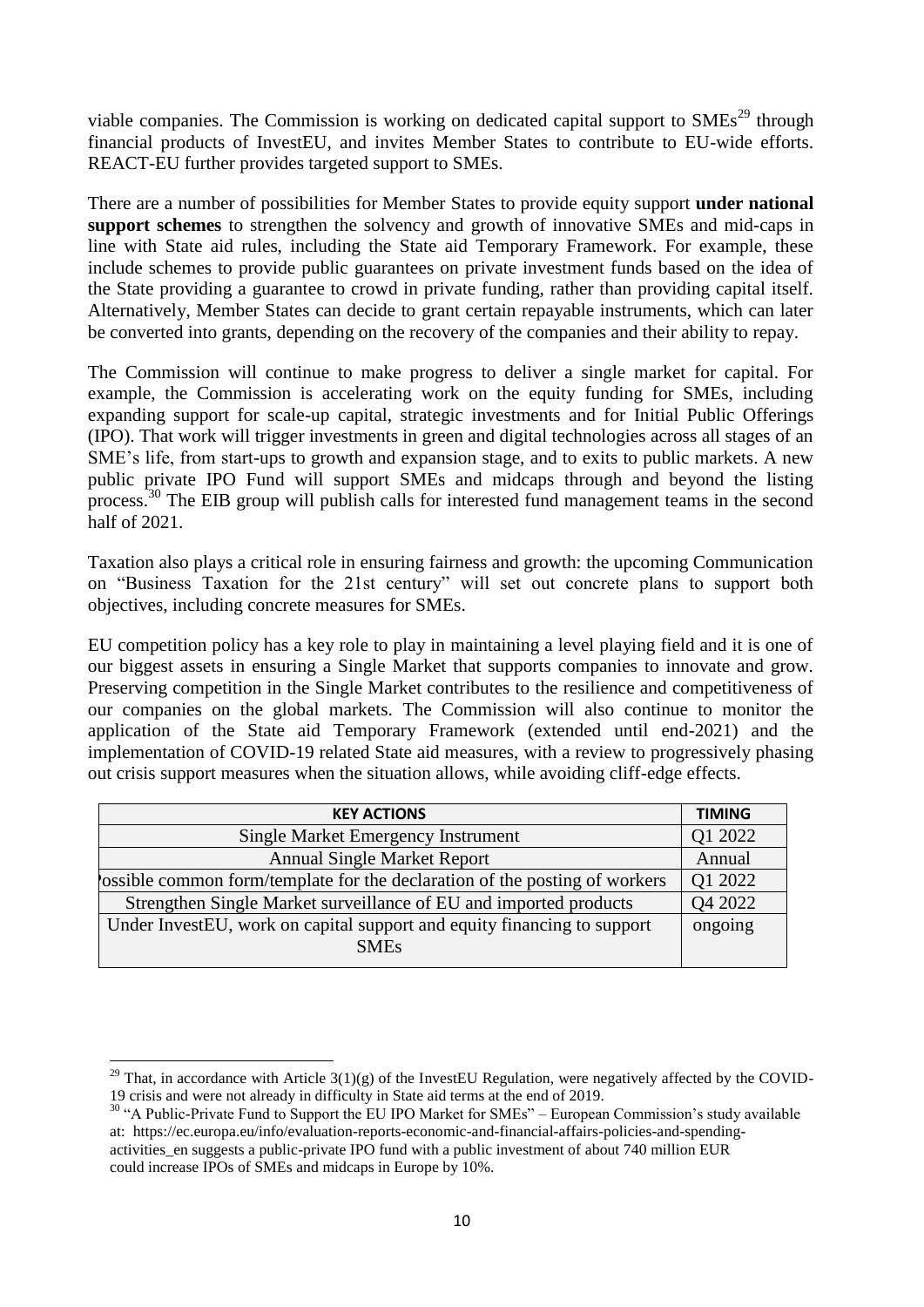viable companies. The Commission is working on dedicated capital support to SMEs[29] through financial products of InvestEU, and invites Member States to contribute to EU-wide efforts. REACT-EU further provides targeted support to SMEs.

There are a number of possibilities for Member States to provide equity support **under national support schemes** to strengthen the solvency and growth of innovative SMEs and mid-caps in line with State aid rules, including the State aid Temporary Framework. For example, these include schemes to provide public guarantees on private investment funds based on the idea of the State providing a guarantee to crowd in private funding, rather than providing capital itself. Alternatively, Member States can decide to grant certain repayable instruments, which can later be converted into grants, depending on the recovery of the companies and their ability to repay.

The Commission will continue to make progress to deliver a single market for capital. For example, the Commission is accelerating work on the equity funding for SMEs, including expanding support for scale-up capital, strategic investments and for Initial Public Offerings (IPO). That work will trigger investments in green and digital technologies across all stages of an SME's life, from start-ups to growth and expansion stage, and to exits to public markets. A new public private IPO Fund will support SMEs and midcaps through and beyond the listing process.[30] The EIB group will publish calls for interested fund management teams in the second half of 2021.

Taxation also plays a critical role in ensuring fairness and growth: the upcoming Communication on "Business Taxation for the 21st century" will set out concrete plans to support both objectives, including concrete measures for SMEs.

EU competition policy has a key role to play in maintaining a level playing field and it is one of our biggest assets in ensuring a Single Market that supports companies to innovate and grow. Preserving competition in the Single Market contributes to the resilience and competitiveness of our companies on the global markets. The Commission will also continue to monitor the application of the State aid Temporary Framework (extended until end-2021) and the implementation of COVID-19 related State aid measures, with a review to progressively phasing out crisis support measures when the situation allows, while avoiding cliff-edge effects.

| KEY ACTIONS | TIMING |
|---|---|
| Single Market Emergency Instrument | Q1 2022 |
| Annual Single Market Report | Annual |
| Possible common form/template for the declaration of the posting of workers | Q1 2022 |
| Strengthen Single Market surveillance of EU and imported products | Q4 2022 |
| Under InvestEU, work on capital support and equity financing to support SMEs | ongoing |

[29] That, in accordance with Article 3(1)(g) of the InvestEU Regulation, were negatively affected by the COVID-19 crisis and were not already in difficulty in State aid terms at the end of 2019.

[30] "A Public-Private Fund to Support the EU IPO Market for SMEs" – European Commission's study available at: https://ec.europa.eu/info/evaluation-reports-economic-and-financial-affairs-policies-and-spending-activities_en suggests a public-private IPO fund with a public investment of about 740 million EUR could increase IPOs of SMEs and midcaps in Europe by 10%.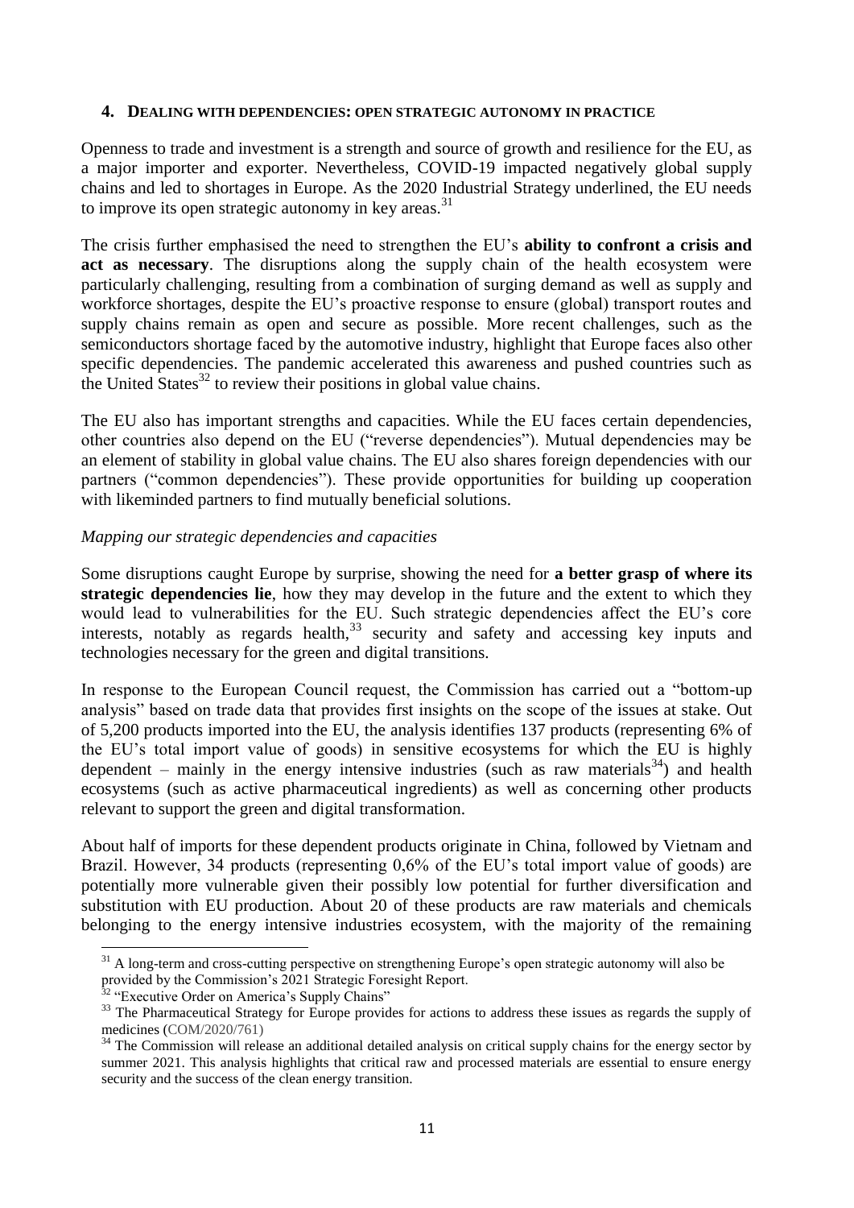## 4. DEALING WITH DEPENDENCIES: OPEN STRATEGIC AUTONOMY IN PRACTICE

Openness to trade and investment is a strength and source of growth and resilience for the EU, as a major importer and exporter. Nevertheless, COVID-19 impacted negatively global supply chains and led to shortages in Europe. As the 2020 Industrial Strategy underlined, the EU needs to improve its open strategic autonomy in key areas.[31]

The crisis further emphasised the need to strengthen the EU's **ability to confront a crisis and act as necessary**. The disruptions along the supply chain of the health ecosystem were particularly challenging, resulting from a combination of surging demand as well as supply and workforce shortages, despite the EU's proactive response to ensure (global) transport routes and supply chains remain as open and secure as possible. More recent challenges, such as the semiconductors shortage faced by the automotive industry, highlight that Europe faces also other specific dependencies. The pandemic accelerated this awareness and pushed countries such as the United States[32] to review their positions in global value chains.

The EU also has important strengths and capacities. While the EU faces certain dependencies, other countries also depend on the EU ("reverse dependencies"). Mutual dependencies may be an element of stability in global value chains. The EU also shares foreign dependencies with our partners ("common dependencies"). These provide opportunities for building up cooperation with likeminded partners to find mutually beneficial solutions.

*Mapping our strategic dependencies and capacities*

Some disruptions caught Europe by surprise, showing the need for **a better grasp of where its strategic dependencies lie**, how they may develop in the future and the extent to which they would lead to vulnerabilities for the EU. Such strategic dependencies affect the EU's core interests, notably as regards health,[33] security and safety and accessing key inputs and technologies necessary for the green and digital transitions.

In response to the European Council request, the Commission has carried out a "bottom-up analysis" based on trade data that provides first insights on the scope of the issues at stake. Out of 5,200 products imported into the EU, the analysis identifies 137 products (representing 6% of the EU's total import value of goods) in sensitive ecosystems for which the EU is highly dependent – mainly in the energy intensive industries (such as raw materials[34]) and health ecosystems (such as active pharmaceutical ingredients) as well as concerning other products relevant to support the green and digital transformation.

About half of imports for these dependent products originate in China, followed by Vietnam and Brazil. However, 34 products (representing 0,6% of the EU's total import value of goods) are potentially more vulnerable given their possibly low potential for further diversification and substitution with EU production. About 20 of these products are raw materials and chemicals belonging to the energy intensive industries ecosystem, with the majority of the remaining

---

[31] A long-term and cross-cutting perspective on strengthening Europe's open strategic autonomy will also be provided by the Commission's 2021 Strategic Foresight Report.

[32] "Executive Order on America's Supply Chains"

[33] The Pharmaceutical Strategy for Europe provides for actions to address these issues as regards the supply of medicines (COM/2020/761)

[34] The Commission will release an additional detailed analysis on critical supply chains for the energy sector by summer 2021. This analysis highlights that critical raw and processed materials are essential to ensure energy security and the success of the clean energy transition.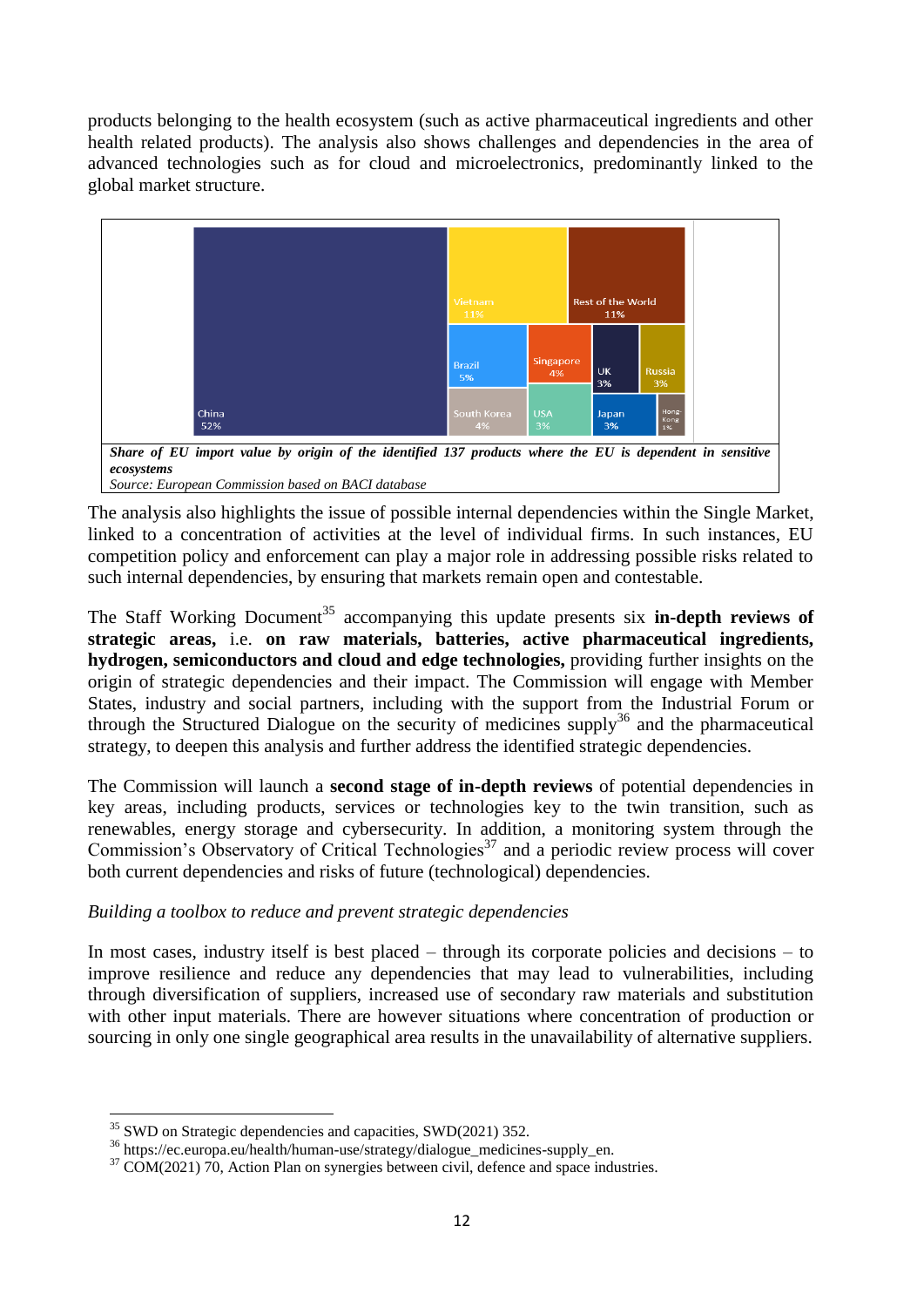products belonging to the health ecosystem (such as active pharmaceutical ingredients and other health related products). The analysis also shows challenges and dependencies in the area of advanced technologies such as for cloud and microelectronics, predominantly linked to the global market structure.

China 52%

Vietnam 11%

Rest of the World 11%

Brazil 5%

Singapore 4%

UK 3%

Russia 3%

South Korea 4%

USA 3%

Japan 3%

Hong-Kong 1%

***Share of EU import value by origin of the identified 137 products where the EU is dependent in sensitive ecosystems***

*Source: European Commission based on BACI database*

The analysis also highlights the issue of possible internal dependencies within the Single Market, linked to a concentration of activities at the level of individual firms. In such instances, EU competition policy and enforcement can play a major role in addressing possible risks related to such internal dependencies, by ensuring that markets remain open and contestable.

The Staff Working Document[35] accompanying this update presents six **in-depth reviews of strategic areas,** i.e. **on raw materials, batteries, active pharmaceutical ingredients, hydrogen, semiconductors and cloud and edge technologies,** providing further insights on the origin of strategic dependencies and their impact. The Commission will engage with Member States, industry and social partners, including with the support from the Industrial Forum or through the Structured Dialogue on the security of medicines supply[36] and the pharmaceutical strategy, to deepen this analysis and further address the identified strategic dependencies.

The Commission will launch a **second stage of in-depth reviews** of potential dependencies in key areas, including products, services or technologies key to the twin transition, such as renewables, energy storage and cybersecurity. In addition, a monitoring system through the Commission's Observatory of Critical Technologies[37] and a periodic review process will cover both current dependencies and risks of future (technological) dependencies.

*Building a toolbox to reduce and prevent strategic dependencies*

In most cases, industry itself is best placed – through its corporate policies and decisions – to improve resilience and reduce any dependencies that may lead to vulnerabilities, including through diversification of suppliers, increased use of secondary raw materials and substitution with other input materials. There are however situations where concentration of production or sourcing in only one single geographical area results in the unavailability of alternative suppliers.

---

[35] SWD on Strategic dependencies and capacities, SWD(2021) 352.

[36] https://ec.europa.eu/health/human-use/strategy/dialogue_medicines-supply_en.

[37] COM(2021) 70, Action Plan on synergies between civil, defence and space industries.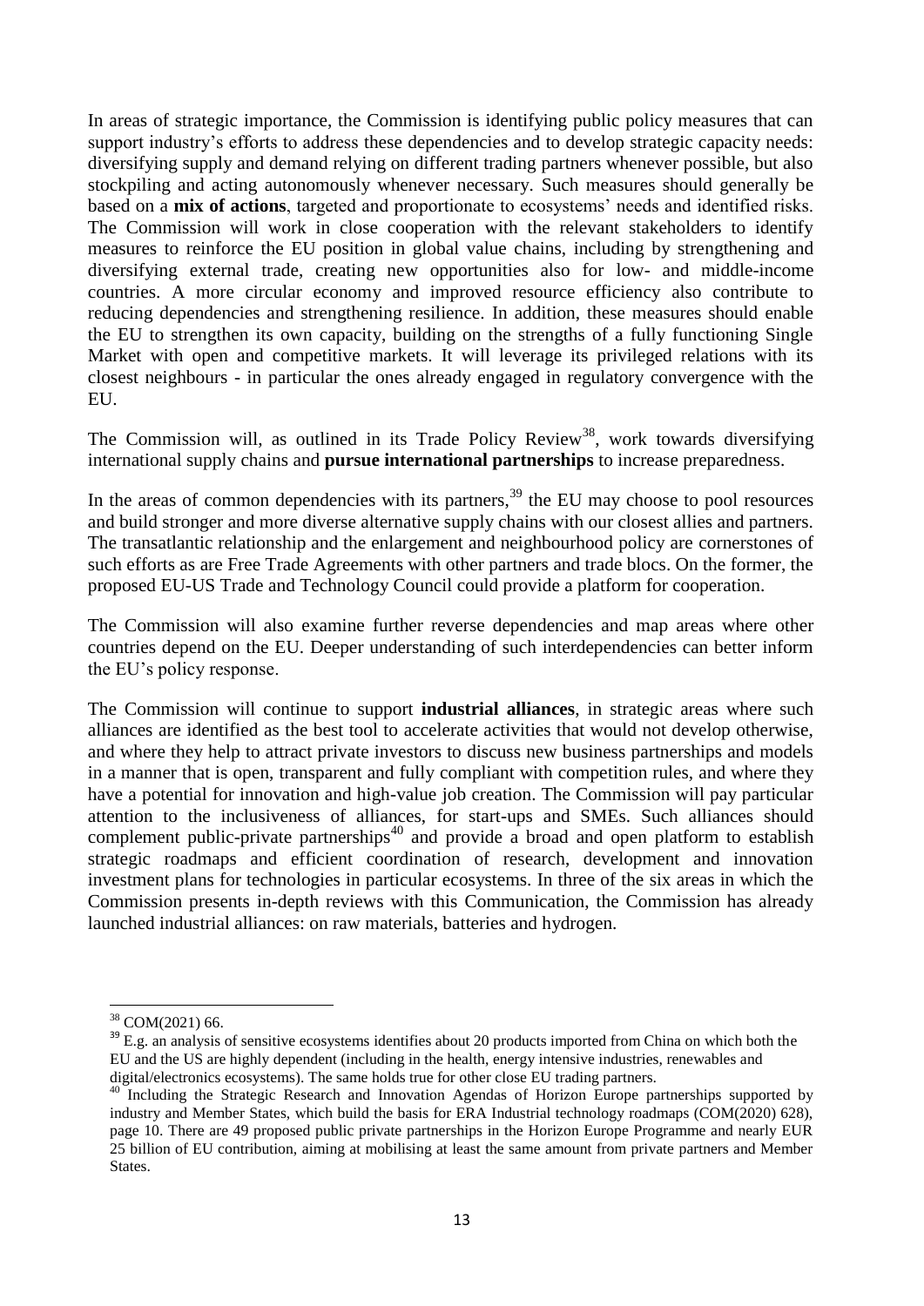In areas of strategic importance, the Commission is identifying public policy measures that can support industry's efforts to address these dependencies and to develop strategic capacity needs: diversifying supply and demand relying on different trading partners whenever possible, but also stockpiling and acting autonomously whenever necessary. Such measures should generally be based on a **mix of actions**, targeted and proportionate to ecosystems' needs and identified risks. The Commission will work in close cooperation with the relevant stakeholders to identify measures to reinforce the EU position in global value chains, including by strengthening and diversifying external trade, creating new opportunities also for low- and middle-income countries. A more circular economy and improved resource efficiency also contribute to reducing dependencies and strengthening resilience. In addition, these measures should enable the EU to strengthen its own capacity, building on the strengths of a fully functioning Single Market with open and competitive markets. It will leverage its privileged relations with its closest neighbours - in particular the ones already engaged in regulatory convergence with the EU.

The Commission will, as outlined in its Trade Policy Review[38], work towards diversifying international supply chains and **pursue international partnerships** to increase preparedness.

In the areas of common dependencies with its partners,[39] the EU may choose to pool resources and build stronger and more diverse alternative supply chains with our closest allies and partners. The transatlantic relationship and the enlargement and neighbourhood policy are cornerstones of such efforts as are Free Trade Agreements with other partners and trade blocs. On the former, the proposed EU-US Trade and Technology Council could provide a platform for cooperation.

The Commission will also examine further reverse dependencies and map areas where other countries depend on the EU. Deeper understanding of such interdependencies can better inform the EU's policy response.

The Commission will continue to support **industrial alliances**, in strategic areas where such alliances are identified as the best tool to accelerate activities that would not develop otherwise, and where they help to attract private investors to discuss new business partnerships and models in a manner that is open, transparent and fully compliant with competition rules, and where they have a potential for innovation and high-value job creation. The Commission will pay particular attention to the inclusiveness of alliances, for start-ups and SMEs. Such alliances should complement public-private partnerships[40] and provide a broad and open platform to establish strategic roadmaps and efficient coordination of research, development and innovation investment plans for technologies in particular ecosystems. In three of the six areas in which the Commission presents in-depth reviews with this Communication, the Commission has already launched industrial alliances: on raw materials, batteries and hydrogen.

---

[38] COM(2021) 66.

[39] E.g. an analysis of sensitive ecosystems identifies about 20 products imported from China on which both the EU and the US are highly dependent (including in the health, energy intensive industries, renewables and digital/electronics ecosystems). The same holds true for other close EU trading partners.

[40] Including the Strategic Research and Innovation Agendas of Horizon Europe partnerships supported by industry and Member States, which build the basis for ERA Industrial technology roadmaps (COM(2020) 628), page 10. There are 49 proposed public private partnerships in the Horizon Europe Programme and nearly EUR 25 billion of EU contribution, aiming at mobilising at least the same amount from private partners and Member States.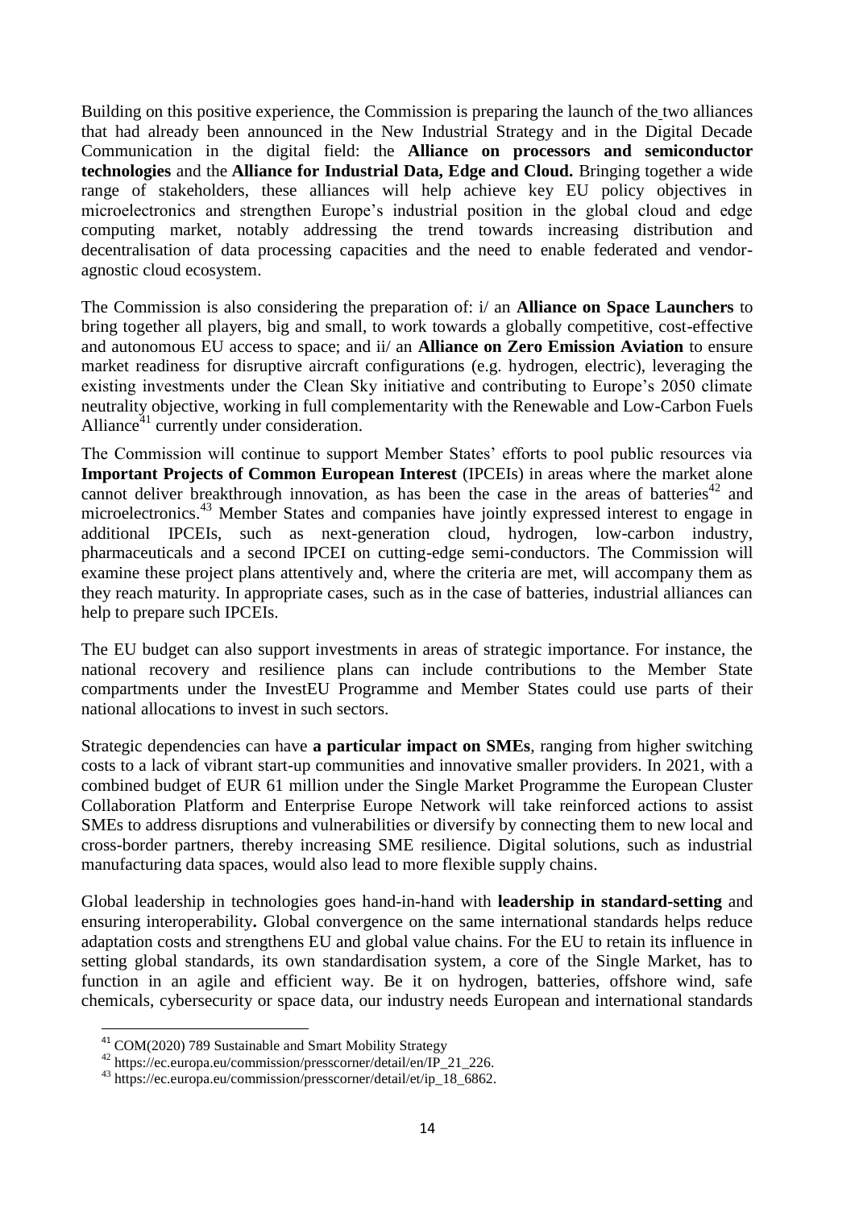Building on this positive experience, the Commission is preparing the launch of the two alliances that had already been announced in the New Industrial Strategy and in the Digital Decade Communication in the digital field: the **Alliance on processors and semiconductor technologies** and the **Alliance for Industrial Data, Edge and Cloud.** Bringing together a wide range of stakeholders, these alliances will help achieve key EU policy objectives in microelectronics and strengthen Europe's industrial position in the global cloud and edge computing market, notably addressing the trend towards increasing distribution and decentralisation of data processing capacities and the need to enable federated and vendor-agnostic cloud ecosystem.

The Commission is also considering the preparation of: i/ an **Alliance on Space Launchers** to bring together all players, big and small, to work towards a globally competitive, cost-effective and autonomous EU access to space; and ii/ an **Alliance on Zero Emission Aviation** to ensure market readiness for disruptive aircraft configurations (e.g. hydrogen, electric), leveraging the existing investments under the Clean Sky initiative and contributing to Europe's 2050 climate neutrality objective, working in full complementarity with the Renewable and Low-Carbon Fuels Alliance[41] currently under consideration.

The Commission will continue to support Member States' efforts to pool public resources via **Important Projects of Common European Interest** (IPCEIs) in areas where the market alone cannot deliver breakthrough innovation, as has been the case in the areas of batteries[42] and microelectronics.[43] Member States and companies have jointly expressed interest to engage in additional IPCEIs, such as next-generation cloud, hydrogen, low-carbon industry, pharmaceuticals and a second IPCEI on cutting-edge semi-conductors. The Commission will examine these project plans attentively and, where the criteria are met, will accompany them as they reach maturity. In appropriate cases, such as in the case of batteries, industrial alliances can help to prepare such IPCEIs.

The EU budget can also support investments in areas of strategic importance. For instance, the national recovery and resilience plans can include contributions to the Member State compartments under the InvestEU Programme and Member States could use parts of their national allocations to invest in such sectors.

Strategic dependencies can have **a particular impact on SMEs**, ranging from higher switching costs to a lack of vibrant start-up communities and innovative smaller providers. In 2021, with a combined budget of EUR 61 million under the Single Market Programme the European Cluster Collaboration Platform and Enterprise Europe Network will take reinforced actions to assist SMEs to address disruptions and vulnerabilities or diversify by connecting them to new local and cross-border partners, thereby increasing SME resilience. Digital solutions, such as industrial manufacturing data spaces, would also lead to more flexible supply chains.

Global leadership in technologies goes hand-in-hand with **leadership in standard-setting** and ensuring interoperability**.** Global convergence on the same international standards helps reduce adaptation costs and strengthens EU and global value chains. For the EU to retain its influence in setting global standards, its own standardisation system, a core of the Single Market, has to function in an agile and efficient way. Be it on hydrogen, batteries, offshore wind, safe chemicals, cybersecurity or space data, our industry needs European and international standards

[41] COM(2020) 789 Sustainable and Smart Mobility Strategy

[42] https://ec.europa.eu/commission/presscorner/detail/en/IP_21_226.

[43] https://ec.europa.eu/commission/presscorner/detail/et/ip_18_6862.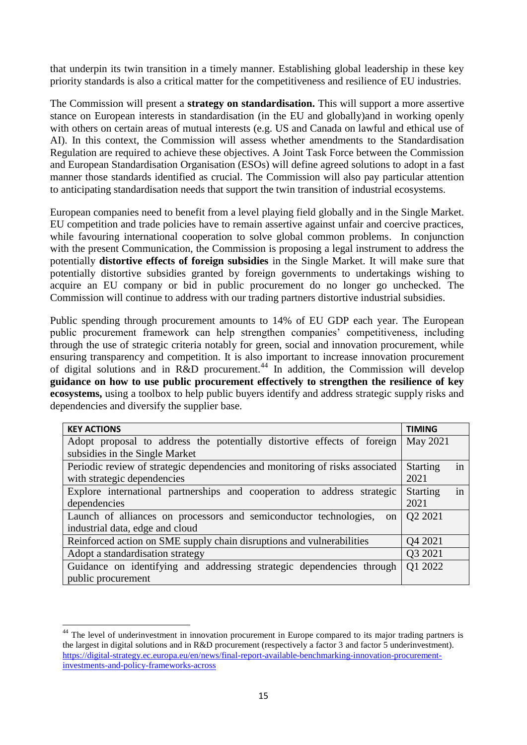that underpin its twin transition in a timely manner. Establishing global leadership in these key priority standards is also a critical matter for the competitiveness and resilience of EU industries.

The Commission will present a **strategy on standardisation.** This will support a more assertive stance on European interests in standardisation (in the EU and globally)and in working openly with others on certain areas of mutual interests (e.g. US and Canada on lawful and ethical use of AI). In this context, the Commission will assess whether amendments to the Standardisation Regulation are required to achieve these objectives. A Joint Task Force between the Commission and European Standardisation Organisation (ESOs) will define agreed solutions to adopt in a fast manner those standards identified as crucial. The Commission will also pay particular attention to anticipating standardisation needs that support the twin transition of industrial ecosystems.

European companies need to benefit from a level playing field globally and in the Single Market. EU competition and trade policies have to remain assertive against unfair and coercive practices, while favouring international cooperation to solve global common problems. In conjunction with the present Communication, the Commission is proposing a legal instrument to address the potentially **distortive effects of foreign subsidies** in the Single Market. It will make sure that potentially distortive subsidies granted by foreign governments to undertakings wishing to acquire an EU company or bid in public procurement do no longer go unchecked. The Commission will continue to address with our trading partners distortive industrial subsidies.

Public spending through procurement amounts to 14% of EU GDP each year. The European public procurement framework can help strengthen companies' competitiveness, including through the use of strategic criteria notably for green, social and innovation procurement, while ensuring transparency and competition. It is also important to increase innovation procurement of digital solutions and in R&D procurement.[44] In addition, the Commission will develop **guidance on how to use public procurement effectively to strengthen the resilience of key ecosystems,** using a toolbox to help public buyers identify and address strategic supply risks and dependencies and diversify the supplier base.

| **KEY ACTIONS** | **TIMING** |
|---|---|
| Adopt proposal to address the potentially distortive effects of foreign subsidies in the Single Market | May 2021 |
| Periodic review of strategic dependencies and monitoring of risks associated with strategic dependencies | Starting in 2021 |
| Explore international partnerships and cooperation to address strategic dependencies | Starting in 2021 |
| Launch of alliances on processors and semiconductor technologies, on industrial data, edge and cloud | Q2 2021 |
| Reinforced action on SME supply chain disruptions and vulnerabilities | Q4 2021 |
| Adopt a standardisation strategy | Q3 2021 |
| Guidance on identifying and addressing strategic dependencies through public procurement | Q1 2022 |

[44] The level of underinvestment in innovation procurement in Europe compared to its major trading partners is the largest in digital solutions and in R&D procurement (respectively a factor 3 and factor 5 underinvestment). https://digital-strategy.ec.europa.eu/en/news/final-report-available-benchmarking-innovation-procurement-investments-and-policy-frameworks-across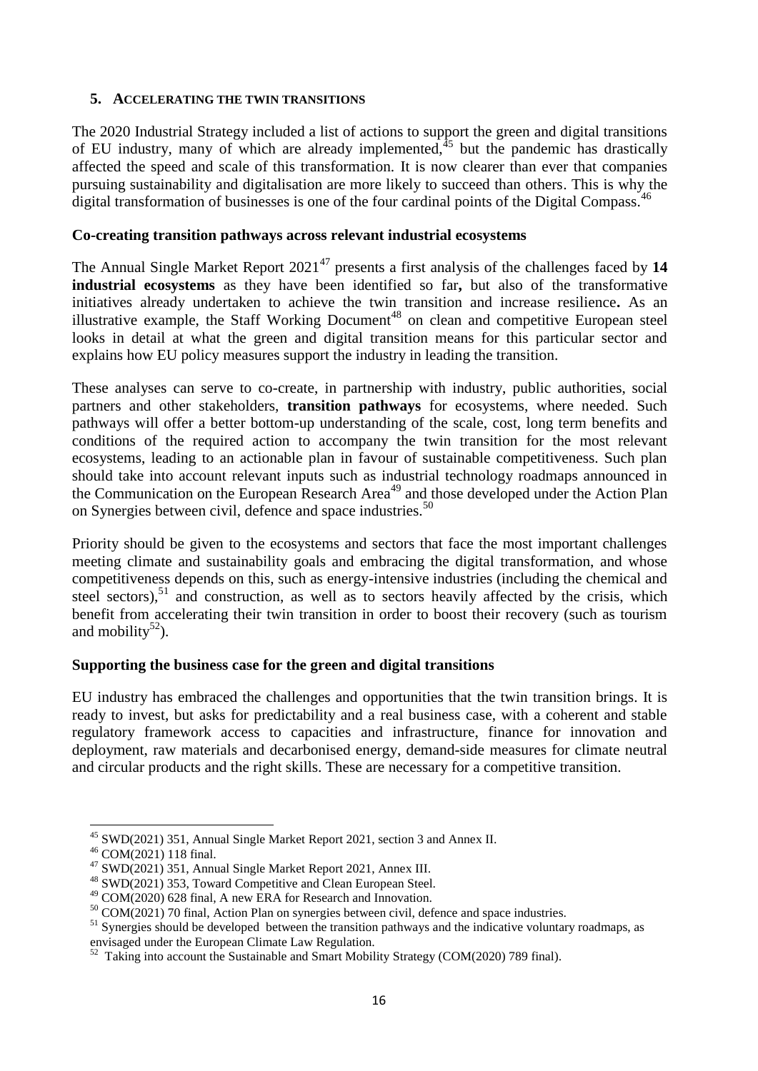## 5. ACCELERATING THE TWIN TRANSITIONS

The 2020 Industrial Strategy included a list of actions to support the green and digital transitions of EU industry, many of which are already implemented,[45] but the pandemic has drastically affected the speed and scale of this transformation. It is now clearer than ever that companies pursuing sustainability and digitalisation are more likely to succeed than others. This is why the digital transformation of businesses is one of the four cardinal points of the Digital Compass.[46]

### Co-creating transition pathways across relevant industrial ecosystems

The Annual Single Market Report 2021[47] presents a first analysis of the challenges faced by **14 industrial ecosystems** as they have been identified so far**,** but also of the transformative initiatives already undertaken to achieve the twin transition and increase resilience**.** As an illustrative example, the Staff Working Document[48] on clean and competitive European steel looks in detail at what the green and digital transition means for this particular sector and explains how EU policy measures support the industry in leading the transition.

These analyses can serve to co-create, in partnership with industry, public authorities, social partners and other stakeholders, **transition pathways** for ecosystems, where needed. Such pathways will offer a better bottom-up understanding of the scale, cost, long term benefits and conditions of the required action to accompany the twin transition for the most relevant ecosystems, leading to an actionable plan in favour of sustainable competitiveness. Such plan should take into account relevant inputs such as industrial technology roadmaps announced in the Communication on the European Research Area[49] and those developed under the Action Plan on Synergies between civil, defence and space industries.[50]

Priority should be given to the ecosystems and sectors that face the most important challenges meeting climate and sustainability goals and embracing the digital transformation, and whose competitiveness depends on this, such as energy-intensive industries (including the chemical and steel sectors),[51] and construction, as well as to sectors heavily affected by the crisis, which benefit from accelerating their twin transition in order to boost their recovery (such as tourism and mobility[52]).

### Supporting the business case for the green and digital transitions

EU industry has embraced the challenges and opportunities that the twin transition brings. It is ready to invest, but asks for predictability and a real business case, with a coherent and stable regulatory framework access to capacities and infrastructure, finance for innovation and deployment, raw materials and decarbonised energy, demand-side measures for climate neutral and circular products and the right skills. These are necessary for a competitive transition.

---

[45] SWD(2021) 351, Annual Single Market Report 2021, section 3 and Annex II.

[46] COM(2021) 118 final.

[47] SWD(2021) 351, Annual Single Market Report 2021, Annex III.

[48] SWD(2021) 353, Toward Competitive and Clean European Steel.

[49] COM(2020) 628 final, A new ERA for Research and Innovation.

[50] COM(2021) 70 final, Action Plan on synergies between civil, defence and space industries.

[51] Synergies should be developed between the transition pathways and the indicative voluntary roadmaps, as envisaged under the European Climate Law Regulation.

[52] Taking into account the Sustainable and Smart Mobility Strategy (COM(2020) 789 final).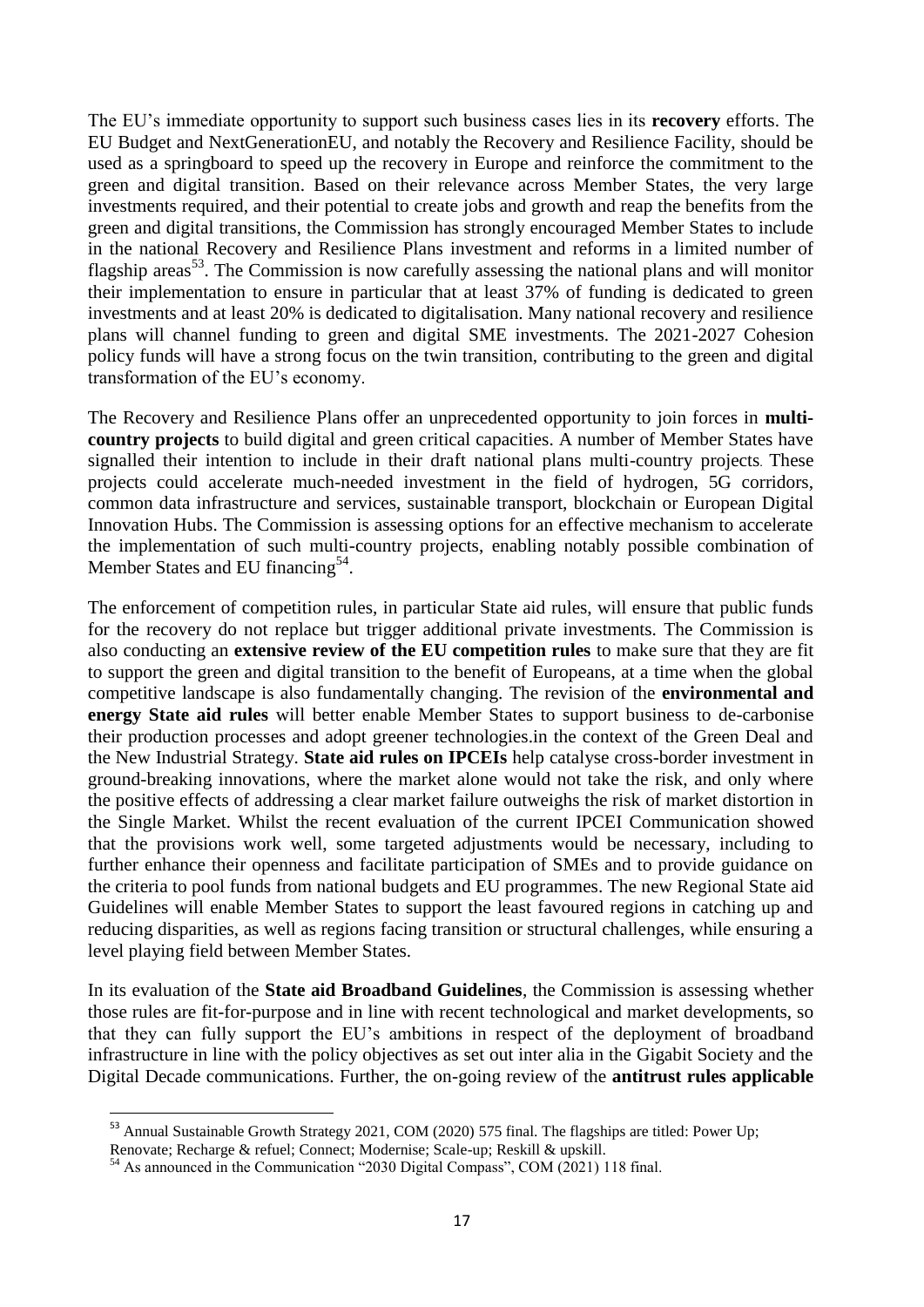The EU's immediate opportunity to support such business cases lies in its **recovery** efforts. The EU Budget and NextGenerationEU, and notably the Recovery and Resilience Facility, should be used as a springboard to speed up the recovery in Europe and reinforce the commitment to the green and digital transition. Based on their relevance across Member States, the very large investments required, and their potential to create jobs and growth and reap the benefits from the green and digital transitions, the Commission has strongly encouraged Member States to include in the national Recovery and Resilience Plans investment and reforms in a limited number of flagship areas[53]. The Commission is now carefully assessing the national plans and will monitor their implementation to ensure in particular that at least 37% of funding is dedicated to green investments and at least 20% is dedicated to digitalisation. Many national recovery and resilience plans will channel funding to green and digital SME investments. The 2021-2027 Cohesion policy funds will have a strong focus on the twin transition, contributing to the green and digital transformation of the EU's economy.

The Recovery and Resilience Plans offer an unprecedented opportunity to join forces in **multi-country projects** to build digital and green critical capacities. A number of Member States have signalled their intention to include in their draft national plans multi-country projects. These projects could accelerate much-needed investment in the field of hydrogen, 5G corridors, common data infrastructure and services, sustainable transport, blockchain or European Digital Innovation Hubs. The Commission is assessing options for an effective mechanism to accelerate the implementation of such multi-country projects, enabling notably possible combination of Member States and EU financing[54].

The enforcement of competition rules, in particular State aid rules, will ensure that public funds for the recovery do not replace but trigger additional private investments. The Commission is also conducting an **extensive review of the EU competition rules** to make sure that they are fit to support the green and digital transition to the benefit of Europeans, at a time when the global competitive landscape is also fundamentally changing. The revision of the **environmental and energy State aid rules** will better enable Member States to support business to de-carbonise their production processes and adopt greener technologies.in the context of the Green Deal and the New Industrial Strategy. **State aid rules on IPCEIs** help catalyse cross-border investment in ground-breaking innovations, where the market alone would not take the risk, and only where the positive effects of addressing a clear market failure outweighs the risk of market distortion in the Single Market. Whilst the recent evaluation of the current IPCEI Communication showed that the provisions work well, some targeted adjustments would be necessary, including to further enhance their openness and facilitate participation of SMEs and to provide guidance on the criteria to pool funds from national budgets and EU programmes. The new Regional State aid Guidelines will enable Member States to support the least favoured regions in catching up and reducing disparities, as well as regions facing transition or structural challenges, while ensuring a level playing field between Member States.

In its evaluation of the **State aid Broadband Guidelines**, the Commission is assessing whether those rules are fit-for-purpose and in line with recent technological and market developments, so that they can fully support the EU's ambitions in respect of the deployment of broadband infrastructure in line with the policy objectives as set out inter alia in the Gigabit Society and the Digital Decade communications. Further, the on-going review of the **antitrust rules applicable**

---

[53] Annual Sustainable Growth Strategy 2021, COM (2020) 575 final. The flagships are titled: Power Up; Renovate; Recharge & refuel; Connect; Modernise; Scale-up; Reskill & upskill.

[54] As announced in the Communication "2030 Digital Compass", COM (2021) 118 final.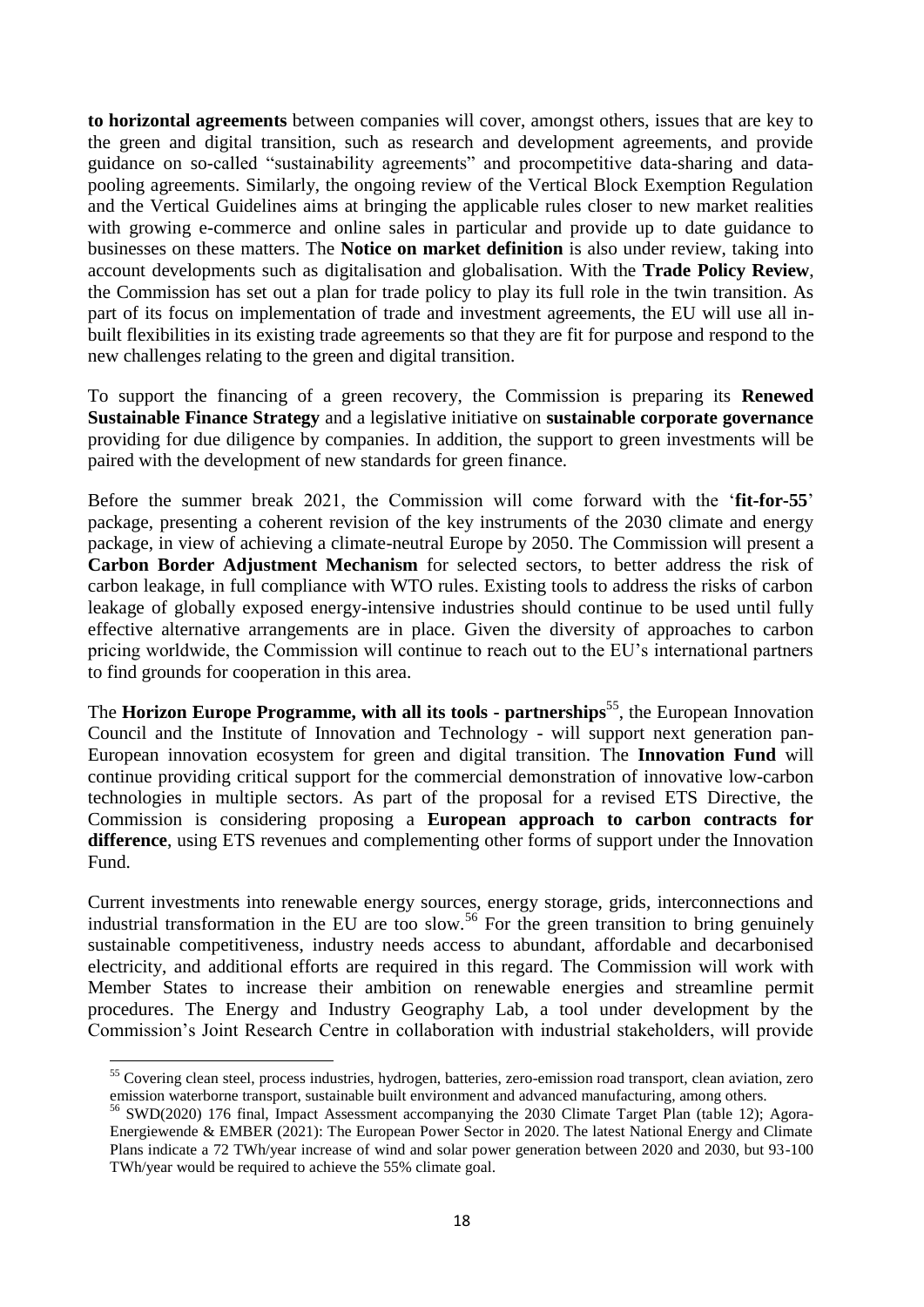**to horizontal agreements** between companies will cover, amongst others, issues that are key to the green and digital transition, such as research and development agreements, and provide guidance on so-called "sustainability agreements" and procompetitive data-sharing and data-pooling agreements. Similarly, the ongoing review of the Vertical Block Exemption Regulation and the Vertical Guidelines aims at bringing the applicable rules closer to new market realities with growing e-commerce and online sales in particular and provide up to date guidance to businesses on these matters. The **Notice on market definition** is also under review, taking into account developments such as digitalisation and globalisation. With the **Trade Policy Review**, the Commission has set out a plan for trade policy to play its full role in the twin transition. As part of its focus on implementation of trade and investment agreements, the EU will use all in-built flexibilities in its existing trade agreements so that they are fit for purpose and respond to the new challenges relating to the green and digital transition.

To support the financing of a green recovery, the Commission is preparing its **Renewed Sustainable Finance Strategy** and a legislative initiative on **sustainable corporate governance** providing for due diligence by companies. In addition, the support to green investments will be paired with the development of new standards for green finance.

Before the summer break 2021, the Commission will come forward with the '**fit-for-55**' package, presenting a coherent revision of the key instruments of the 2030 climate and energy package, in view of achieving a climate-neutral Europe by 2050. The Commission will present a **Carbon Border Adjustment Mechanism** for selected sectors, to better address the risk of carbon leakage, in full compliance with WTO rules. Existing tools to address the risks of carbon leakage of globally exposed energy-intensive industries should continue to be used until fully effective alternative arrangements are in place. Given the diversity of approaches to carbon pricing worldwide, the Commission will continue to reach out to the EU's international partners to find grounds for cooperation in this area.

The **Horizon Europe Programme, with all its tools - partnerships**[55], the European Innovation Council and the Institute of Innovation and Technology - will support next generation pan-European innovation ecosystem for green and digital transition. The **Innovation Fund** will continue providing critical support for the commercial demonstration of innovative low-carbon technologies in multiple sectors. As part of the proposal for a revised ETS Directive, the Commission is considering proposing a **European approach to carbon contracts for difference**, using ETS revenues and complementing other forms of support under the Innovation Fund.

Current investments into renewable energy sources, energy storage, grids, interconnections and industrial transformation in the EU are too slow.[56] For the green transition to bring genuinely sustainable competitiveness, industry needs access to abundant, affordable and decarbonised electricity, and additional efforts are required in this regard. The Commission will work with Member States to increase their ambition on renewable energies and streamline permit procedures. The Energy and Industry Geography Lab, a tool under development by the Commission's Joint Research Centre in collaboration with industrial stakeholders, will provide

[55] Covering clean steel, process industries, hydrogen, batteries, zero-emission road transport, clean aviation, zero emission waterborne transport, sustainable built environment and advanced manufacturing, among others.

[56] SWD(2020) 176 final, Impact Assessment accompanying the 2030 Climate Target Plan (table 12); Agora-Energiewende & EMBER (2021): The European Power Sector in 2020. The latest National Energy and Climate Plans indicate a 72 TWh/year increase of wind and solar power generation between 2020 and 2030, but 93-100 TWh/year would be required to achieve the 55% climate goal.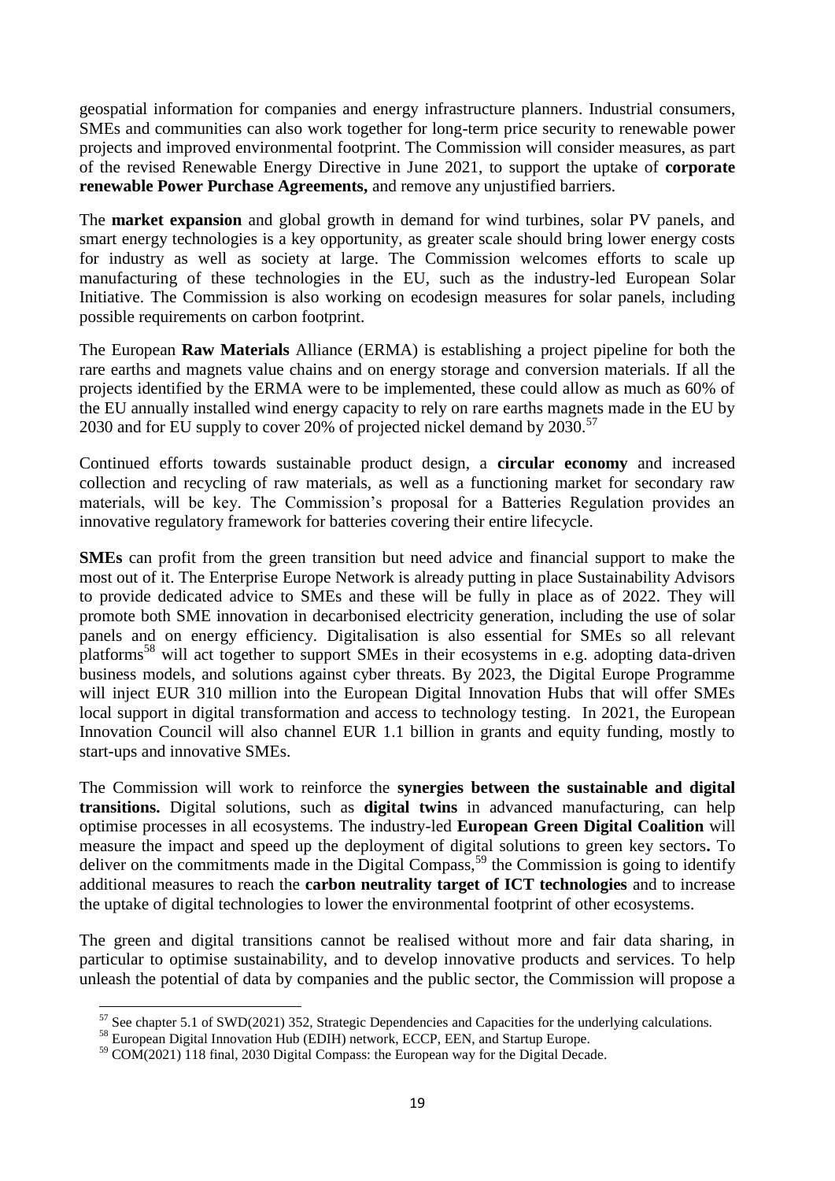geospatial information for companies and energy infrastructure planners. Industrial consumers, SMEs and communities can also work together for long-term price security to renewable power projects and improved environmental footprint. The Commission will consider measures, as part of the revised Renewable Energy Directive in June 2021, to support the uptake of **corporate renewable Power Purchase Agreements,** and remove any unjustified barriers.

The **market expansion** and global growth in demand for wind turbines, solar PV panels, and smart energy technologies is a key opportunity, as greater scale should bring lower energy costs for industry as well as society at large. The Commission welcomes efforts to scale up manufacturing of these technologies in the EU, such as the industry-led European Solar Initiative. The Commission is also working on ecodesign measures for solar panels, including possible requirements on carbon footprint.

The European **Raw Materials** Alliance (ERMA) is establishing a project pipeline for both the rare earths and magnets value chains and on energy storage and conversion materials. If all the projects identified by the ERMA were to be implemented, these could allow as much as 60% of the EU annually installed wind energy capacity to rely on rare earths magnets made in the EU by 2030 and for EU supply to cover 20% of projected nickel demand by 2030.[57]

Continued efforts towards sustainable product design, a **circular economy** and increased collection and recycling of raw materials, as well as a functioning market for secondary raw materials, will be key. The Commission's proposal for a Batteries Regulation provides an innovative regulatory framework for batteries covering their entire lifecycle.

**SMEs** can profit from the green transition but need advice and financial support to make the most out of it. The Enterprise Europe Network is already putting in place Sustainability Advisors to provide dedicated advice to SMEs and these will be fully in place as of 2022. They will promote both SME innovation in decarbonised electricity generation, including the use of solar panels and on energy efficiency. Digitalisation is also essential for SMEs so all relevant platforms[58] will act together to support SMEs in their ecosystems in e.g. adopting data-driven business models, and solutions against cyber threats. By 2023, the Digital Europe Programme will inject EUR 310 million into the European Digital Innovation Hubs that will offer SMEs local support in digital transformation and access to technology testing. In 2021, the European Innovation Council will also channel EUR 1.1 billion in grants and equity funding, mostly to start-ups and innovative SMEs.

The Commission will work to reinforce the **synergies between the sustainable and digital transitions.** Digital solutions, such as **digital twins** in advanced manufacturing, can help optimise processes in all ecosystems. The industry-led **European Green Digital Coalition** will measure the impact and speed up the deployment of digital solutions to green key sectors**.** To deliver on the commitments made in the Digital Compass,[59] the Commission is going to identify additional measures to reach the **carbon neutrality target of ICT technologies** and to increase the uptake of digital technologies to lower the environmental footprint of other ecosystems.

The green and digital transitions cannot be realised without more and fair data sharing, in particular to optimise sustainability, and to develop innovative products and services. To help unleash the potential of data by companies and the public sector, the Commission will propose a

---

[57] See chapter 5.1 of SWD(2021) 352, Strategic Dependencies and Capacities for the underlying calculations.

[58] European Digital Innovation Hub (EDIH) network, ECCP, EEN, and Startup Europe.

[59] COM(2021) 118 final, 2030 Digital Compass: the European way for the Digital Decade.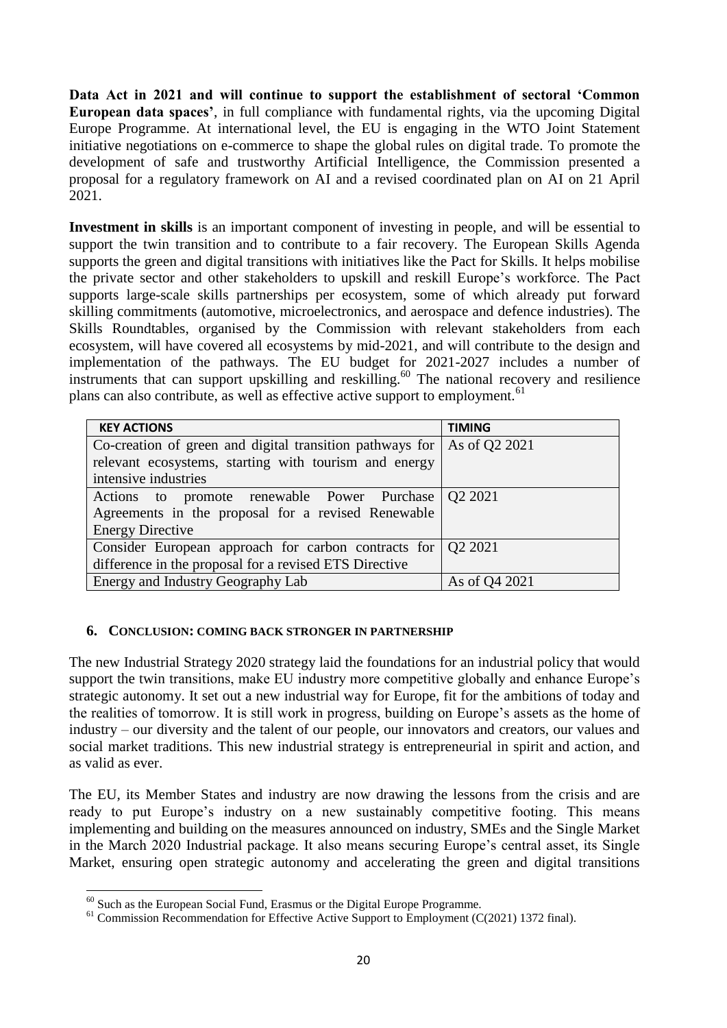**Data Act in 2021 and will continue to support the establishment of sectoral 'Common European data spaces'**, in full compliance with fundamental rights, via the upcoming Digital Europe Programme. At international level, the EU is engaging in the WTO Joint Statement initiative negotiations on e-commerce to shape the global rules on digital trade. To promote the development of safe and trustworthy Artificial Intelligence, the Commission presented a proposal for a regulatory framework on AI and a revised coordinated plan on AI on 21 April 2021.

**Investment in skills** is an important component of investing in people, and will be essential to support the twin transition and to contribute to a fair recovery. The European Skills Agenda supports the green and digital transitions with initiatives like the Pact for Skills. It helps mobilise the private sector and other stakeholders to upskill and reskill Europe's workforce. The Pact supports large-scale skills partnerships per ecosystem, some of which already put forward skilling commitments (automotive, microelectronics, and aerospace and defence industries). The Skills Roundtables, organised by the Commission with relevant stakeholders from each ecosystem, will have covered all ecosystems by mid-2021, and will contribute to the design and implementation of the pathways. The EU budget for 2021-2027 includes a number of instruments that can support upskilling and reskilling.[60] The national recovery and resilience plans can also contribute, as well as effective active support to employment.[61]

| KEY ACTIONS | TIMING |
|---|---|
| Co-creation of green and digital transition pathways for relevant ecosystems, starting with tourism and energy intensive industries | As of Q2 2021 |
| Actions to promote renewable Power Purchase Agreements in the proposal for a revised Renewable Energy Directive | Q2 2021 |
| Consider European approach for carbon contracts for difference in the proposal for a revised ETS Directive | Q2 2021 |
| Energy and Industry Geography Lab | As of Q4 2021 |

## 6. CONCLUSION: COMING BACK STRONGER IN PARTNERSHIP

The new Industrial Strategy 2020 strategy laid the foundations for an industrial policy that would support the twin transitions, make EU industry more competitive globally and enhance Europe's strategic autonomy. It set out a new industrial way for Europe, fit for the ambitions of today and the realities of tomorrow. It is still work in progress, building on Europe's assets as the home of industry – our diversity and the talent of our people, our innovators and creators, our values and social market traditions. This new industrial strategy is entrepreneurial in spirit and action, and as valid as ever.

The EU, its Member States and industry are now drawing the lessons from the crisis and are ready to put Europe's industry on a new sustainably competitive footing. This means implementing and building on the measures announced on industry, SMEs and the Single Market in the March 2020 Industrial package. It also means securing Europe's central asset, its Single Market, ensuring open strategic autonomy and accelerating the green and digital transitions

[60] Such as the European Social Fund, Erasmus or the Digital Europe Programme.

[61] Commission Recommendation for Effective Active Support to Employment (C(2021) 1372 final).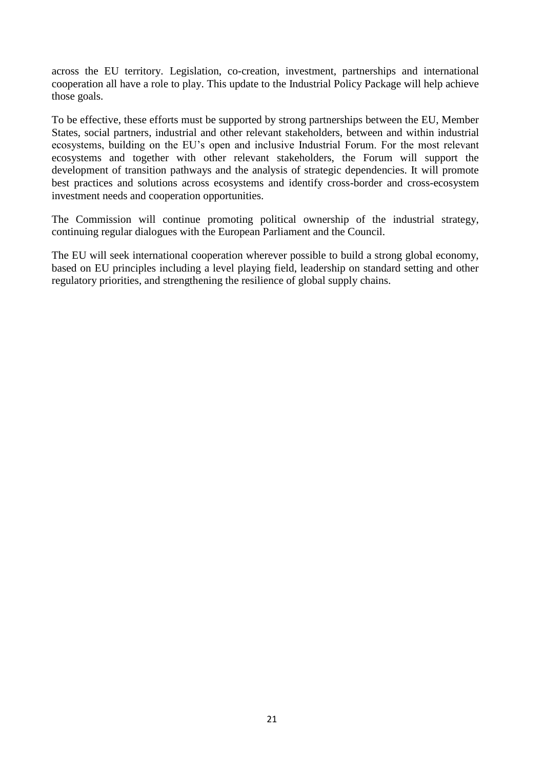across the EU territory. Legislation, co-creation, investment, partnerships and international cooperation all have a role to play. This update to the Industrial Policy Package will help achieve those goals.

To be effective, these efforts must be supported by strong partnerships between the EU, Member States, social partners, industrial and other relevant stakeholders, between and within industrial ecosystems, building on the EU's open and inclusive Industrial Forum. For the most relevant ecosystems and together with other relevant stakeholders, the Forum will support the development of transition pathways and the analysis of strategic dependencies. It will promote best practices and solutions across ecosystems and identify cross-border and cross-ecosystem investment needs and cooperation opportunities.

The Commission will continue promoting political ownership of the industrial strategy, continuing regular dialogues with the European Parliament and the Council.

The EU will seek international cooperation wherever possible to build a strong global economy, based on EU principles including a level playing field, leadership on standard setting and other regulatory priorities, and strengthening the resilience of global supply chains.